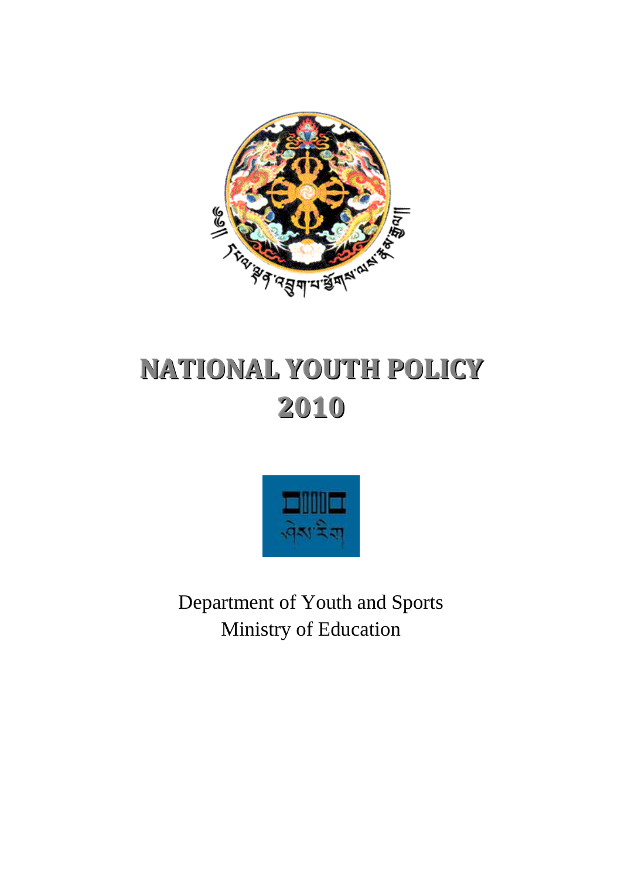# NATIONAL YOUTH POLICY 2010

Department of Youth and Sports
Ministry of Education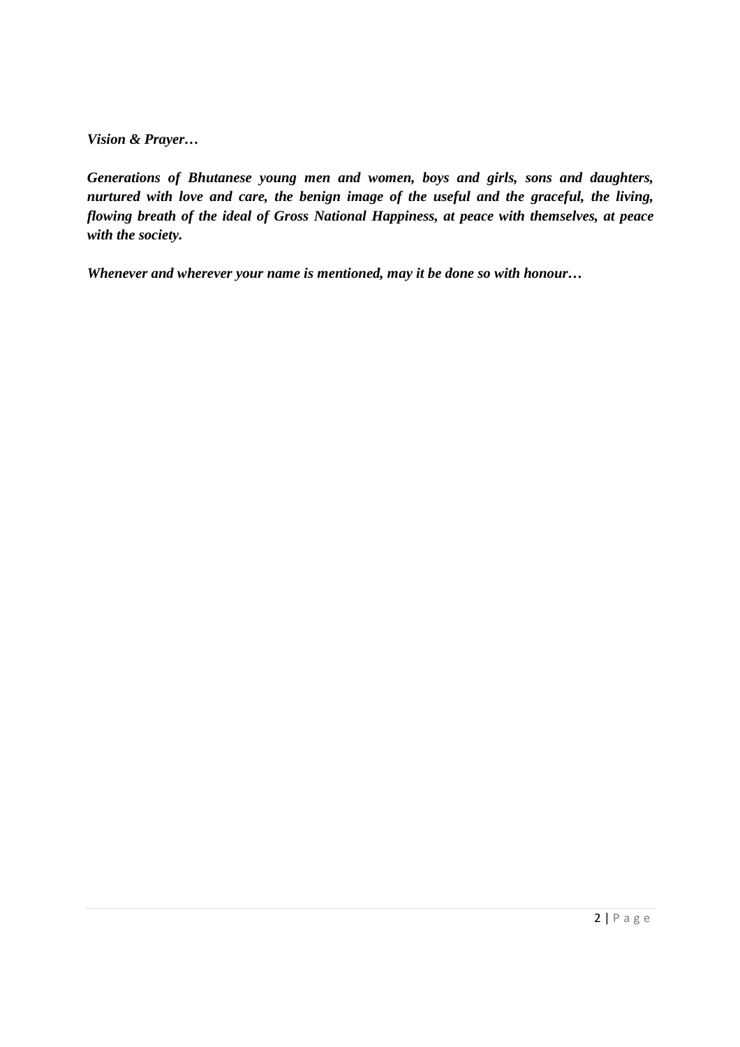***Vision & Prayer…***

***Generations of Bhutanese young men and women, boys and girls, sons and daughters, nurtured with love and care, the benign image of the useful and the graceful, the living, flowing breath of the ideal of Gross National Happiness, at peace with themselves, at peace with the society.***

***Whenever and wherever your name is mentioned, may it be done so with honour…***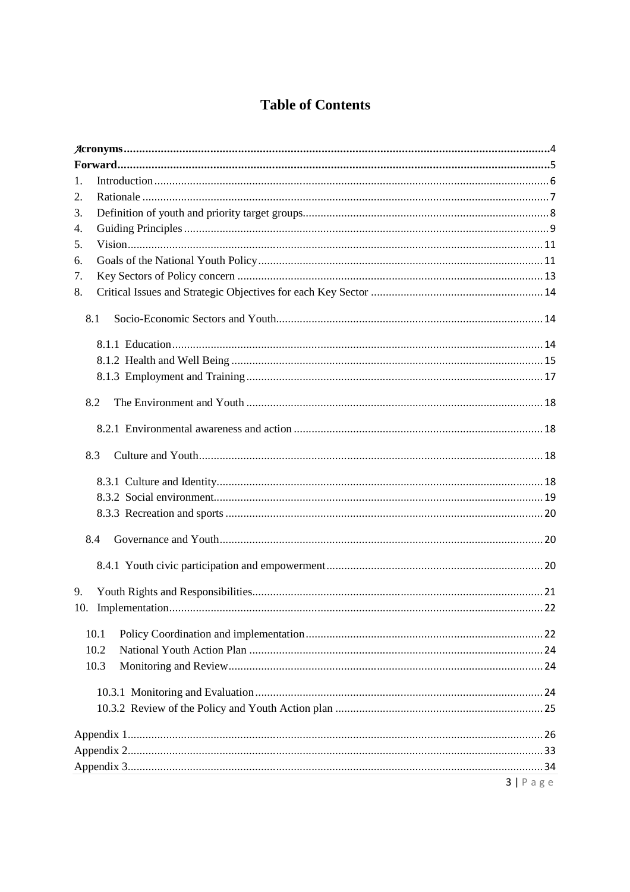# Table of Contents

**Acronyms** ........ 4
**Forward** ........ 5
1. Introduction ........ 6
2. Rationale ........ 7
3. Definition of youth and priority target groups ........ 8
4. Guiding Principles ........ 9
5. Vision ........ 11
6. Goals of the National Youth Policy ........ 11
7. Key Sectors of Policy concern ........ 13
8. Critical Issues and Strategic Objectives for each Key Sector ........ 14
   - 8.1 Socio-Economic Sectors and Youth ........ 14
     - 8.1.1 Education ........ 14
     - 8.1.2 Health and Well Being ........ 15
     - 8.1.3 Employment and Training ........ 17
   - 8.2 The Environment and Youth ........ 18
     - 8.2.1 Environmental awareness and action ........ 18
   - 8.3 Culture and Youth ........ 18
     - 8.3.1 Culture and Identity ........ 18
     - 8.3.2 Social environment ........ 19
     - 8.3.3 Recreation and sports ........ 20
   - 8.4 Governance and Youth ........ 20
     - 8.4.1 Youth civic participation and empowerment ........ 20
9. Youth Rights and Responsibilities ........ 21
10. Implementation ........ 22
    - 10.1 Policy Coordination and implementation ........ 22
    - 10.2 National Youth Action Plan ........ 24
    - 10.3 Monitoring and Review ........ 24
      - 10.3.1 Monitoring and Evaluation ........ 24
      - 10.3.2 Review of the Policy and Youth Action plan ........ 25

Appendix 1 ........ 26
Appendix 2 ........ 33
Appendix 3 ........ 34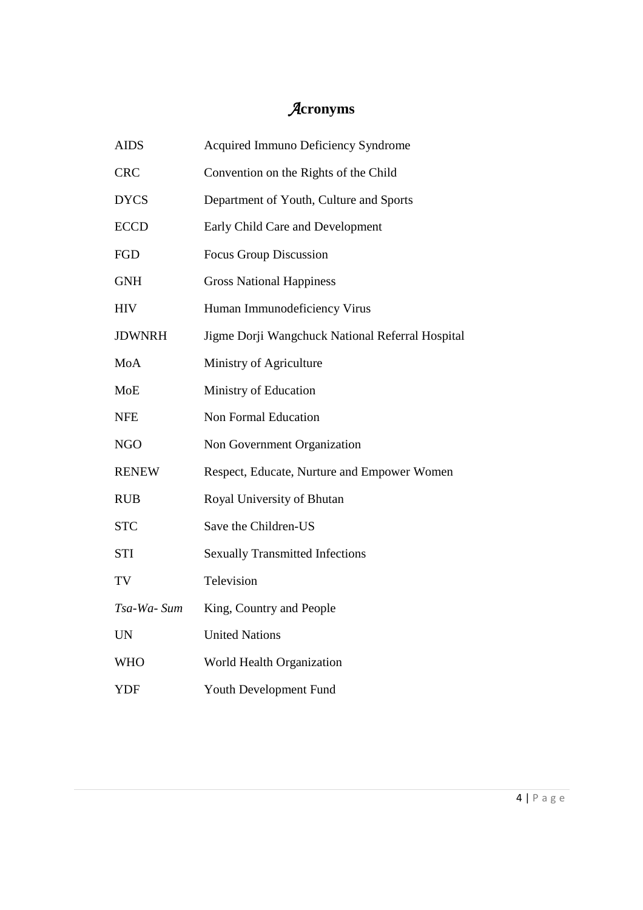# Acronyms

| | |
|---|---|
| AIDS | Acquired Immuno Deficiency Syndrome |
| CRC | Convention on the Rights of the Child |
| DYCS | Department of Youth, Culture and Sports |
| ECCD | Early Child Care and Development |
| FGD | Focus Group Discussion |
| GNH | Gross National Happiness |
| HIV | Human Immunodeficiency Virus |
| JDWNRH | Jigme Dorji Wangchuck National Referral Hospital |
| MoA | Ministry of Agriculture |
| MoE | Ministry of Education |
| NFE | Non Formal Education |
| NGO | Non Government Organization |
| RENEW | Respect, Educate, Nurture and Empower Women |
| RUB | Royal University of Bhutan |
| STC | Save the Children-US |
| STI | Sexually Transmitted Infections |
| TV | Television |
| *Tsa-Wa- Sum* | King, Country and People |
| UN | United Nations |
| WHO | World Health Organization |
| YDF | Youth Development Fund |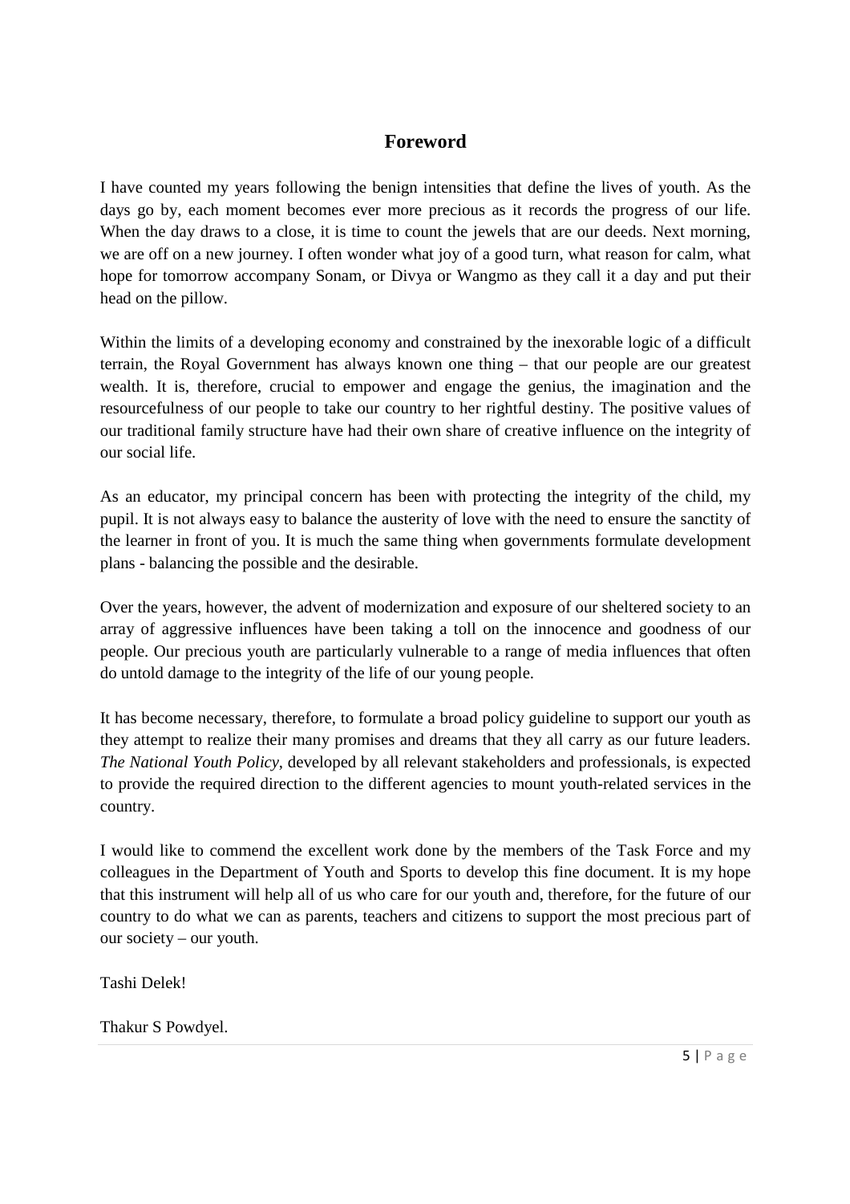# Foreword

I have counted my years following the benign intensities that define the lives of youth. As the days go by, each moment becomes ever more precious as it records the progress of our life. When the day draws to a close, it is time to count the jewels that are our deeds. Next morning, we are off on a new journey. I often wonder what joy of a good turn, what reason for calm, what hope for tomorrow accompany Sonam, or Divya or Wangmo as they call it a day and put their head on the pillow.

Within the limits of a developing economy and constrained by the inexorable logic of a difficult terrain, the Royal Government has always known one thing – that our people are our greatest wealth. It is, therefore, crucial to empower and engage the genius, the imagination and the resourcefulness of our people to take our country to her rightful destiny. The positive values of our traditional family structure have had their own share of creative influence on the integrity of our social life.

As an educator, my principal concern has been with protecting the integrity of the child, my pupil. It is not always easy to balance the austerity of love with the need to ensure the sanctity of the learner in front of you. It is much the same thing when governments formulate development plans - balancing the possible and the desirable.

Over the years, however, the advent of modernization and exposure of our sheltered society to an array of aggressive influences have been taking a toll on the innocence and goodness of our people. Our precious youth are particularly vulnerable to a range of media influences that often do untold damage to the integrity of the life of our young people.

It has become necessary, therefore, to formulate a broad policy guideline to support our youth as they attempt to realize their many promises and dreams that they all carry as our future leaders. *The National Youth Policy*, developed by all relevant stakeholders and professionals, is expected to provide the required direction to the different agencies to mount youth-related services in the country.

I would like to commend the excellent work done by the members of the Task Force and my colleagues in the Department of Youth and Sports to develop this fine document. It is my hope that this instrument will help all of us who care for our youth and, therefore, for the future of our country to do what we can as parents, teachers and citizens to support the most precious part of our society – our youth.

Tashi Delek!

Thakur S Powdyel.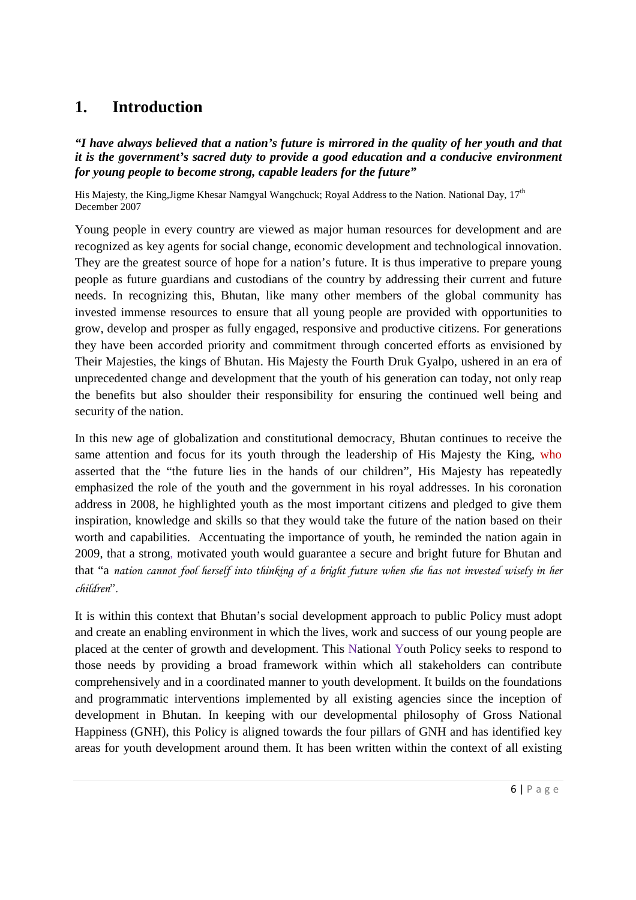# 1. Introduction

***"I have always believed that a nation's future is mirrored in the quality of her youth and that it is the government's sacred duty to provide a good education and a conducive environment for young people to become strong, capable leaders for the future"***

His Majesty, the King,Jigme Khesar Namgyal Wangchuck; Royal Address to the Nation. National Day, 17th December 2007

Young people in every country are viewed as major human resources for development and are recognized as key agents for social change, economic development and technological innovation. They are the greatest source of hope for a nation's future. It is thus imperative to prepare young people as future guardians and custodians of the country by addressing their current and future needs. In recognizing this, Bhutan, like many other members of the global community has invested immense resources to ensure that all young people are provided with opportunities to grow, develop and prosper as fully engaged, responsive and productive citizens. For generations they have been accorded priority and commitment through concerted efforts as envisioned by Their Majesties, the kings of Bhutan. His Majesty the Fourth Druk Gyalpo, ushered in an era of unprecedented change and development that the youth of his generation can today, not only reap the benefits but also shoulder their responsibility for ensuring the continued well being and security of the nation.

In this new age of globalization and constitutional democracy, Bhutan continues to receive the same attention and focus for its youth through the leadership of His Majesty the King, who asserted that the "the future lies in the hands of our children", His Majesty has repeatedly emphasized the role of the youth and the government in his royal addresses. In his coronation address in 2008, he highlighted youth as the most important citizens and pledged to give them inspiration, knowledge and skills so that they would take the future of the nation based on their worth and capabilities. Accentuating the importance of youth, he reminded the nation again in 2009, that a strong, motivated youth would guarantee a secure and bright future for Bhutan and that "a *nation cannot fool herself into thinking of a bright future when she has not invested wisely in her children*".

It is within this context that Bhutan's social development approach to public Policy must adopt and create an enabling environment in which the lives, work and success of our young people are placed at the center of growth and development. This National Youth Policy seeks to respond to those needs by providing a broad framework within which all stakeholders can contribute comprehensively and in a coordinated manner to youth development. It builds on the foundations and programmatic interventions implemented by all existing agencies since the inception of development in Bhutan. In keeping with our developmental philosophy of Gross National Happiness (GNH), this Policy is aligned towards the four pillars of GNH and has identified key areas for youth development around them. It has been written within the context of all existing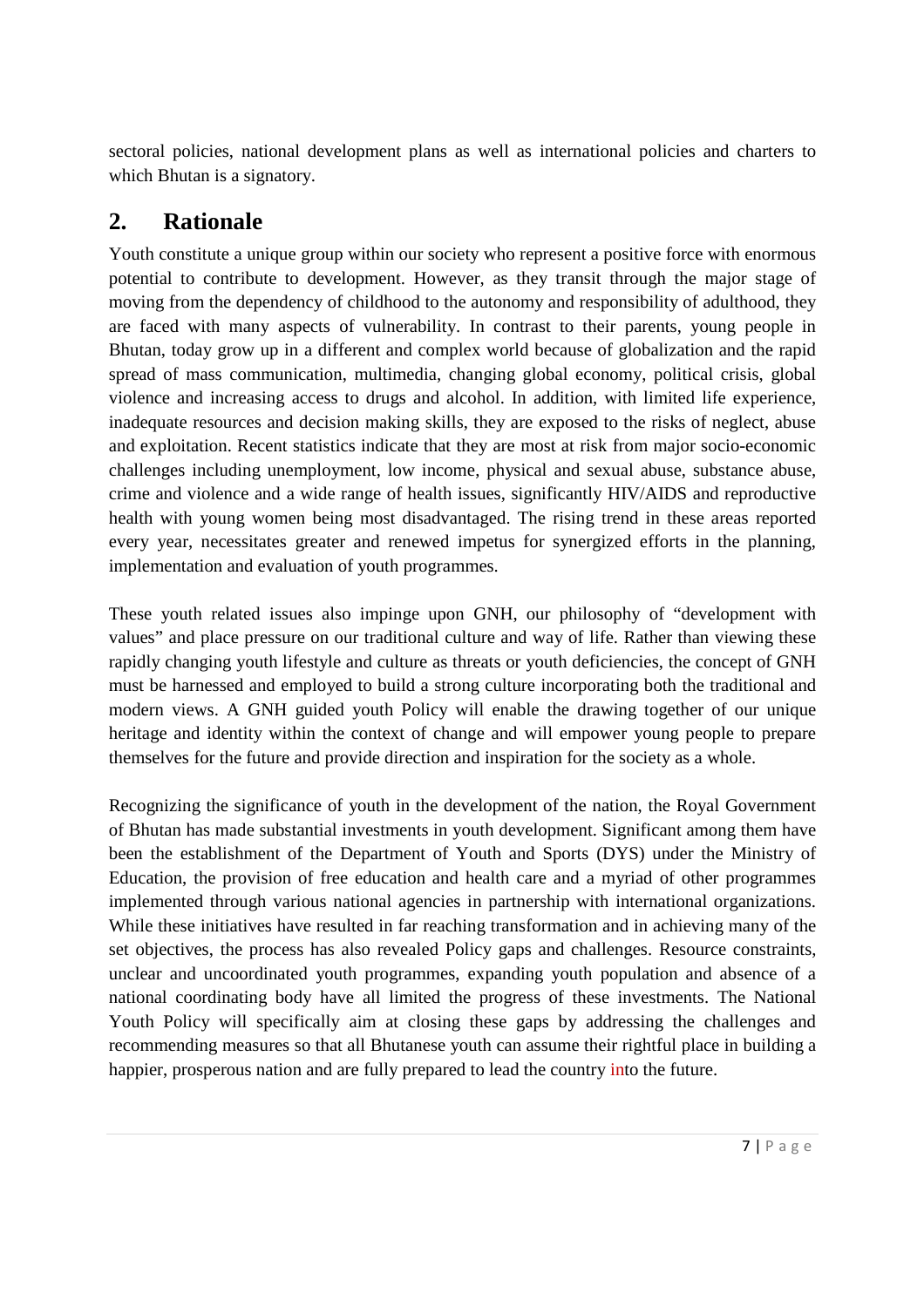sectoral policies, national development plans as well as international policies and charters to which Bhutan is a signatory.

## 2. Rationale

Youth constitute a unique group within our society who represent a positive force with enormous potential to contribute to development. However, as they transit through the major stage of moving from the dependency of childhood to the autonomy and responsibility of adulthood, they are faced with many aspects of vulnerability. In contrast to their parents, young people in Bhutan, today grow up in a different and complex world because of globalization and the rapid spread of mass communication, multimedia, changing global economy, political crisis, global violence and increasing access to drugs and alcohol. In addition, with limited life experience, inadequate resources and decision making skills, they are exposed to the risks of neglect, abuse and exploitation. Recent statistics indicate that they are most at risk from major socio-economic challenges including unemployment, low income, physical and sexual abuse, substance abuse, crime and violence and a wide range of health issues, significantly HIV/AIDS and reproductive health with young women being most disadvantaged. The rising trend in these areas reported every year, necessitates greater and renewed impetus for synergized efforts in the planning, implementation and evaluation of youth programmes.

These youth related issues also impinge upon GNH, our philosophy of "development with values" and place pressure on our traditional culture and way of life. Rather than viewing these rapidly changing youth lifestyle and culture as threats or youth deficiencies, the concept of GNH must be harnessed and employed to build a strong culture incorporating both the traditional and modern views. A GNH guided youth Policy will enable the drawing together of our unique heritage and identity within the context of change and will empower young people to prepare themselves for the future and provide direction and inspiration for the society as a whole.

Recognizing the significance of youth in the development of the nation, the Royal Government of Bhutan has made substantial investments in youth development. Significant among them have been the establishment of the Department of Youth and Sports (DYS) under the Ministry of Education, the provision of free education and health care and a myriad of other programmes implemented through various national agencies in partnership with international organizations. While these initiatives have resulted in far reaching transformation and in achieving many of the set objectives, the process has also revealed Policy gaps and challenges. Resource constraints, unclear and uncoordinated youth programmes, expanding youth population and absence of a national coordinating body have all limited the progress of these investments. The National Youth Policy will specifically aim at closing these gaps by addressing the challenges and recommending measures so that all Bhutanese youth can assume their rightful place in building a happier, prosperous nation and are fully prepared to lead the country into the future.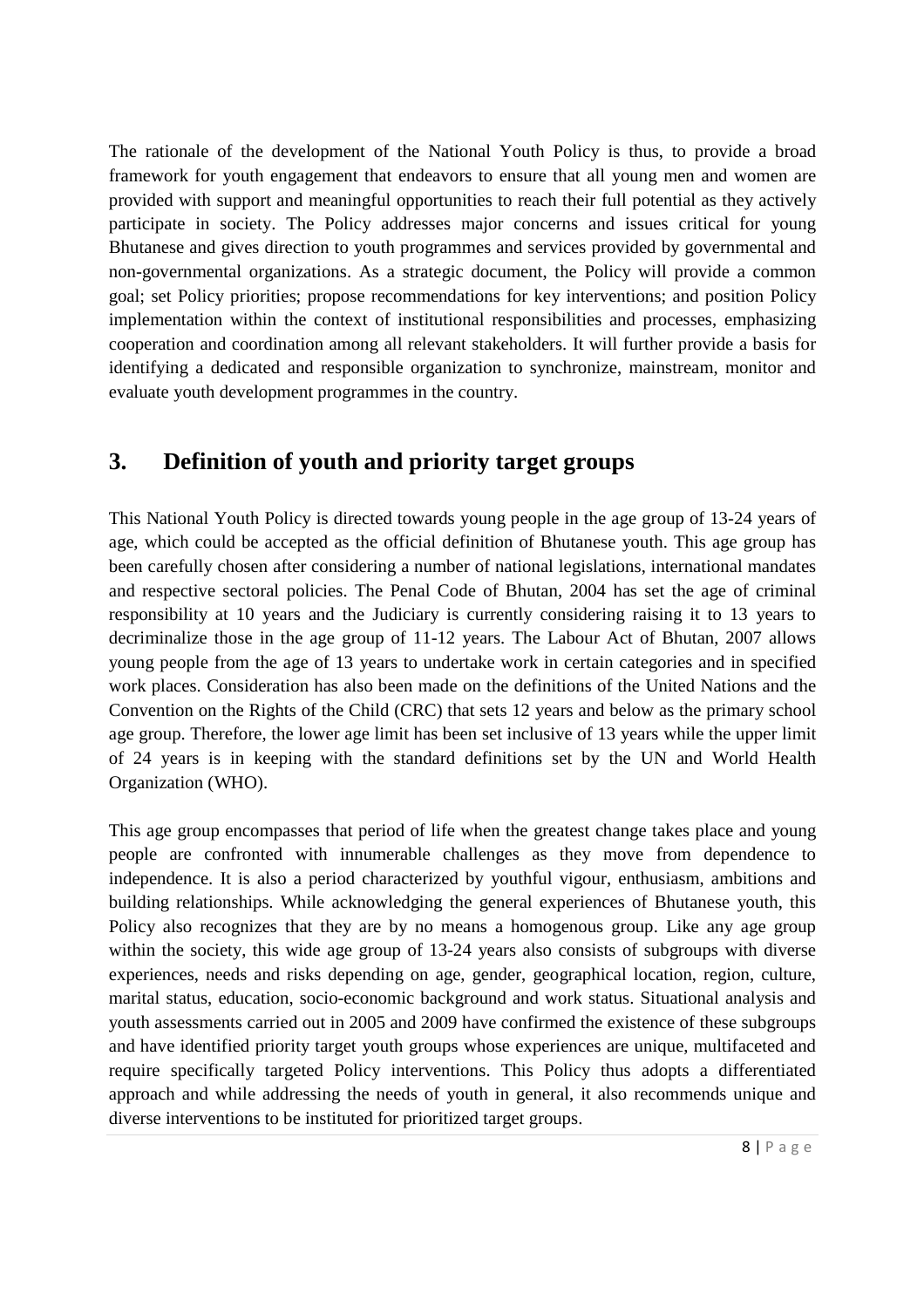The rationale of the development of the National Youth Policy is thus, to provide a broad framework for youth engagement that endeavors to ensure that all young men and women are provided with support and meaningful opportunities to reach their full potential as they actively participate in society. The Policy addresses major concerns and issues critical for young Bhutanese and gives direction to youth programmes and services provided by governmental and non-governmental organizations. As a strategic document, the Policy will provide a common goal; set Policy priorities; propose recommendations for key interventions; and position Policy implementation within the context of institutional responsibilities and processes, emphasizing cooperation and coordination among all relevant stakeholders. It will further provide a basis for identifying a dedicated and responsible organization to synchronize, mainstream, monitor and evaluate youth development programmes in the country.

## 3. Definition of youth and priority target groups

This National Youth Policy is directed towards young people in the age group of 13-24 years of age, which could be accepted as the official definition of Bhutanese youth. This age group has been carefully chosen after considering a number of national legislations, international mandates and respective sectoral policies. The Penal Code of Bhutan, 2004 has set the age of criminal responsibility at 10 years and the Judiciary is currently considering raising it to 13 years to decriminalize those in the age group of 11-12 years. The Labour Act of Bhutan, 2007 allows young people from the age of 13 years to undertake work in certain categories and in specified work places. Consideration has also been made on the definitions of the United Nations and the Convention on the Rights of the Child (CRC) that sets 12 years and below as the primary school age group. Therefore, the lower age limit has been set inclusive of 13 years while the upper limit of 24 years is in keeping with the standard definitions set by the UN and World Health Organization (WHO).

This age group encompasses that period of life when the greatest change takes place and young people are confronted with innumerable challenges as they move from dependence to independence. It is also a period characterized by youthful vigour, enthusiasm, ambitions and building relationships. While acknowledging the general experiences of Bhutanese youth, this Policy also recognizes that they are by no means a homogenous group. Like any age group within the society, this wide age group of 13-24 years also consists of subgroups with diverse experiences, needs and risks depending on age, gender, geographical location, region, culture, marital status, education, socio-economic background and work status. Situational analysis and youth assessments carried out in 2005 and 2009 have confirmed the existence of these subgroups and have identified priority target youth groups whose experiences are unique, multifaceted and require specifically targeted Policy interventions. This Policy thus adopts a differentiated approach and while addressing the needs of youth in general, it also recommends unique and diverse interventions to be instituted for prioritized target groups.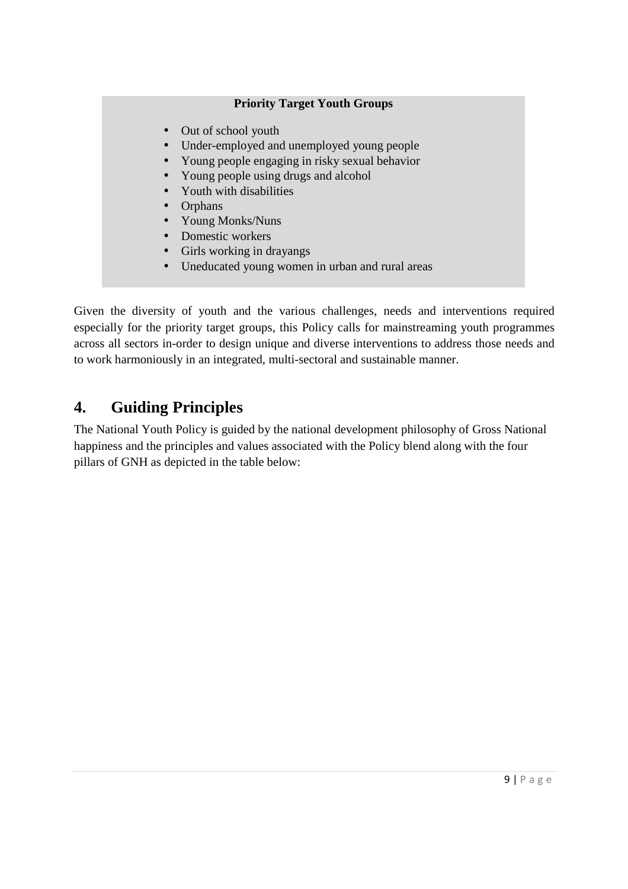**Priority Target Youth Groups**

- Out of school youth
- Under-employed and unemployed young people
- Young people engaging in risky sexual behavior
- Young people using drugs and alcohol
- Youth with disabilities
- Orphans
- Young Monks/Nuns
- Domestic workers
- Girls working in drayangs
- Uneducated young women in urban and rural areas

Given the diversity of youth and the various challenges, needs and interventions required especially for the priority target groups, this Policy calls for mainstreaming youth programmes across all sectors in-order to design unique and diverse interventions to address those needs and to work harmoniously in an integrated, multi-sectoral and sustainable manner.

## 4. Guiding Principles

The National Youth Policy is guided by the national development philosophy of Gross National happiness and the principles and values associated with the Policy blend along with the four pillars of GNH as depicted in the table below: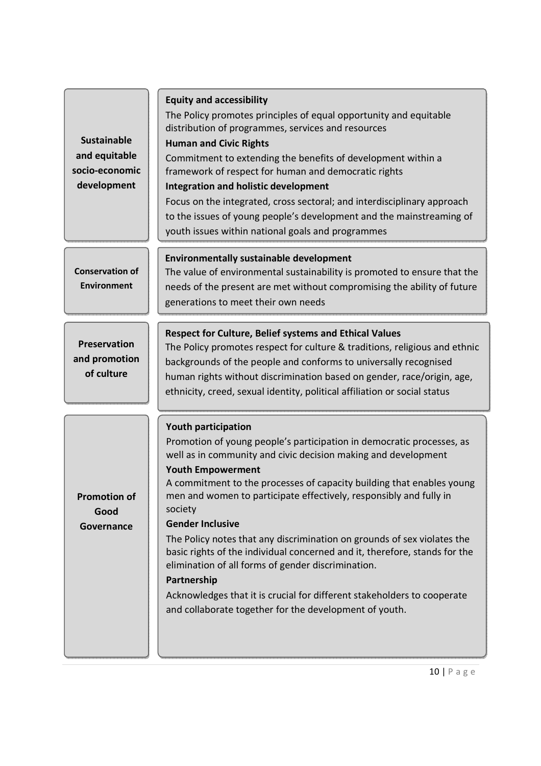| | |
|---|---|
| **Sustainable and equitable socio-economic development** | **Equity and accessibility**<br>The Policy promotes principles of equal opportunity and equitable distribution of programmes, services and resources<br>**Human and Civic Rights**<br>Commitment to extending the benefits of development within a framework of respect for human and democratic rights<br>**Integration and holistic development**<br>Focus on the integrated, cross sectoral; and interdisciplinary approach to the issues of young people's development and the mainstreaming of youth issues within national goals and programmes |
| **Conservation of Environment** | **Environmentally sustainable development**<br>The value of environmental sustainability is promoted to ensure that the needs of the present are met without compromising the ability of future generations to meet their own needs |
| **Preservation and promotion of culture** | **Respect for Culture, Belief systems and Ethical Values**<br>The Policy promotes respect for culture & traditions, religious and ethnic backgrounds of the people and conforms to universally recognised human rights without discrimination based on gender, race/origin, age, ethnicity, creed, sexual identity, political affiliation or social status |
| **Promotion of Good Governance** | **Youth participation**<br>Promotion of young people's participation in democratic processes, as well as in community and civic decision making and development<br>**Youth Empowerment**<br>A commitment to the processes of capacity building that enables young men and women to participate effectively, responsibly and fully in society<br>**Gender Inclusive**<br>The Policy notes that any discrimination on grounds of sex violates the basic rights of the individual concerned and it, therefore, stands for the elimination of all forms of gender discrimination.<br>**Partnership**<br>Acknowledges that it is crucial for different stakeholders to cooperate and collaborate together for the development of youth. |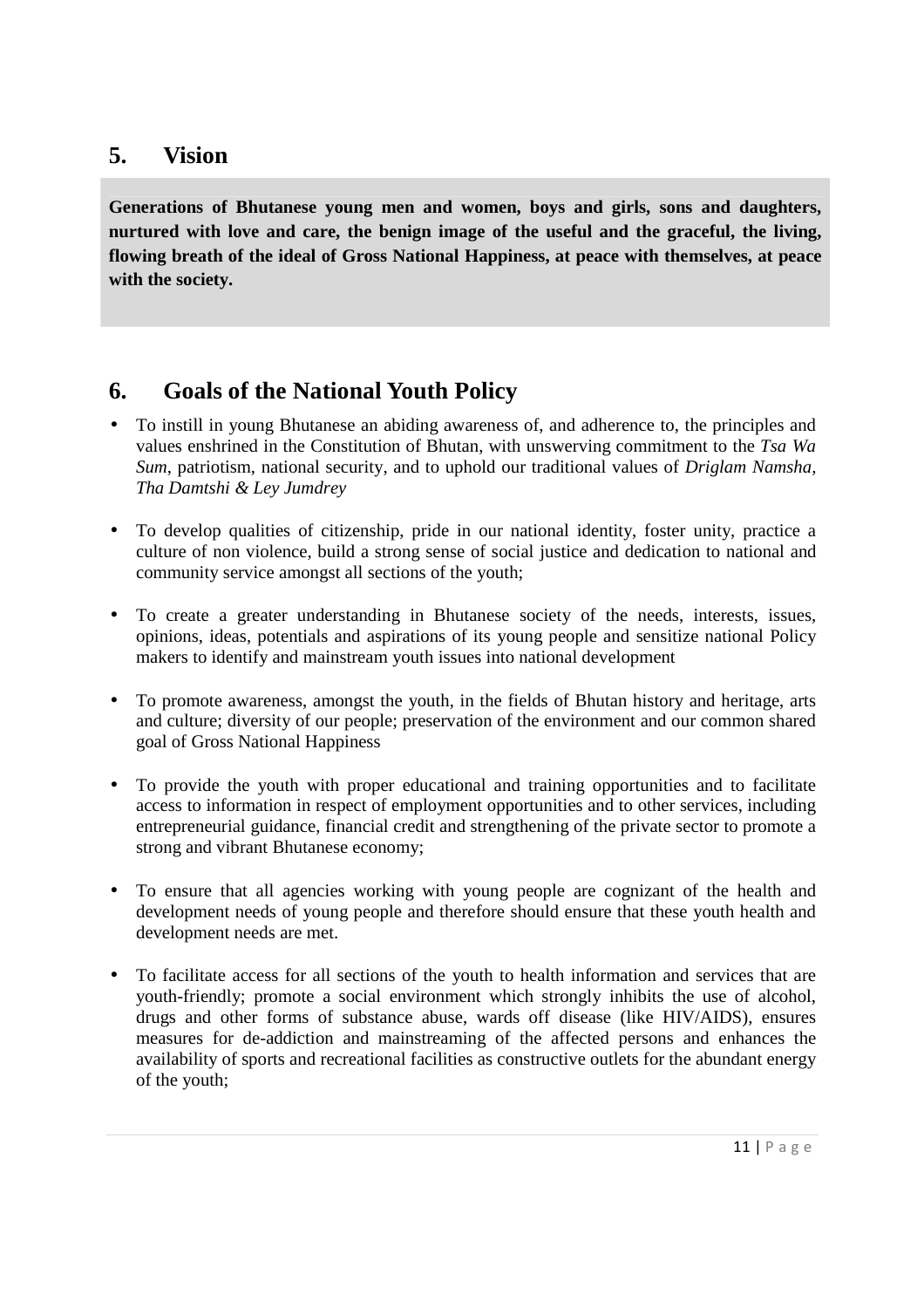## 5. Vision

**Generations of Bhutanese young men and women, boys and girls, sons and daughters, nurtured with love and care, the benign image of the useful and the graceful, the living, flowing breath of the ideal of Gross National Happiness, at peace with themselves, at peace with the society.**

## 6. Goals of the National Youth Policy

- To instill in young Bhutanese an abiding awareness of, and adherence to, the principles and values enshrined in the Constitution of Bhutan, with unswerving commitment to the *Tsa Wa Sum*, patriotism, national security, and to uphold our traditional values of *Driglam Namsha, Tha Damtshi & Ley Jumdrey*

- To develop qualities of citizenship, pride in our national identity, foster unity, practice a culture of non violence, build a strong sense of social justice and dedication to national and community service amongst all sections of the youth;

- To create a greater understanding in Bhutanese society of the needs, interests, issues, opinions, ideas, potentials and aspirations of its young people and sensitize national Policy makers to identify and mainstream youth issues into national development

- To promote awareness, amongst the youth, in the fields of Bhutan history and heritage, arts and culture; diversity of our people; preservation of the environment and our common shared goal of Gross National Happiness

- To provide the youth with proper educational and training opportunities and to facilitate access to information in respect of employment opportunities and to other services, including entrepreneurial guidance, financial credit and strengthening of the private sector to promote a strong and vibrant Bhutanese economy;

- To ensure that all agencies working with young people are cognizant of the health and development needs of young people and therefore should ensure that these youth health and development needs are met.

- To facilitate access for all sections of the youth to health information and services that are youth-friendly; promote a social environment which strongly inhibits the use of alcohol, drugs and other forms of substance abuse, wards off disease (like HIV/AIDS), ensures measures for de-addiction and mainstreaming of the affected persons and enhances the availability of sports and recreational facilities as constructive outlets for the abundant energy of the youth;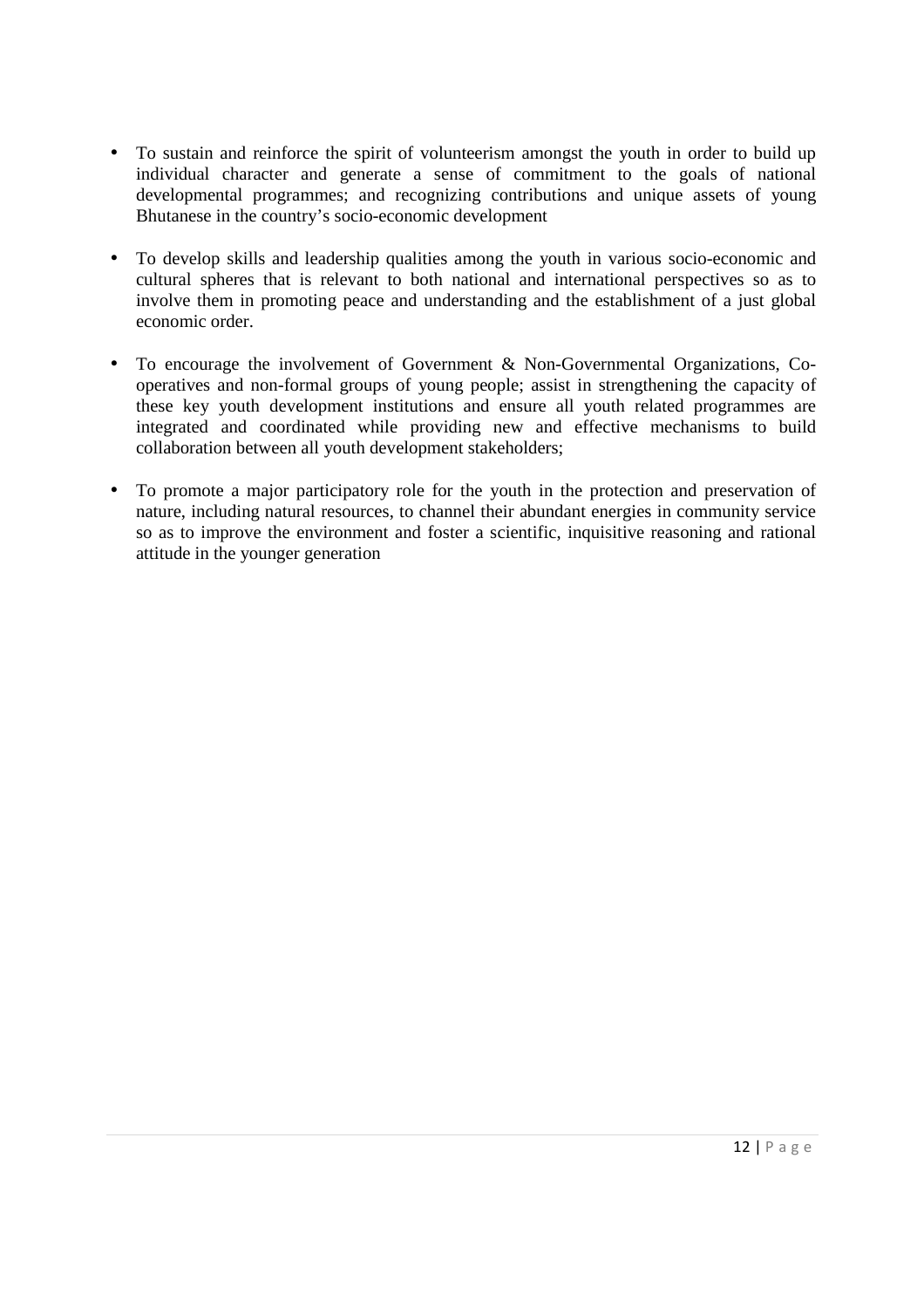- To sustain and reinforce the spirit of volunteerism amongst the youth in order to build up individual character and generate a sense of commitment to the goals of national developmental programmes; and recognizing contributions and unique assets of young Bhutanese in the country's socio-economic development

- To develop skills and leadership qualities among the youth in various socio-economic and cultural spheres that is relevant to both national and international perspectives so as to involve them in promoting peace and understanding and the establishment of a just global economic order.

- To encourage the involvement of Government & Non-Governmental Organizations, Co-operatives and non-formal groups of young people; assist in strengthening the capacity of these key youth development institutions and ensure all youth related programmes are integrated and coordinated while providing new and effective mechanisms to build collaboration between all youth development stakeholders;

- To promote a major participatory role for the youth in the protection and preservation of nature, including natural resources, to channel their abundant energies in community service so as to improve the environment and foster a scientific, inquisitive reasoning and rational attitude in the younger generation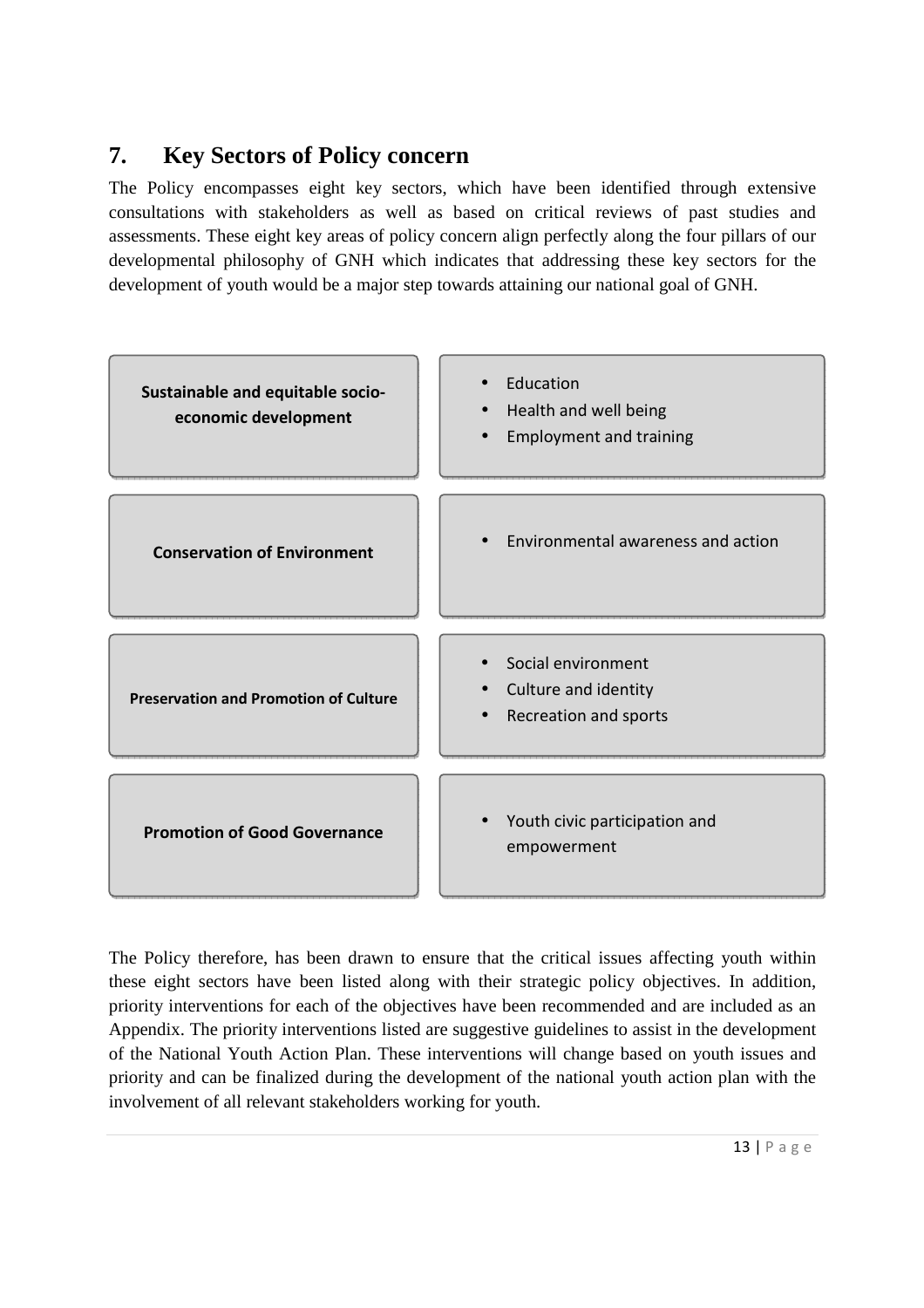## 7. Key Sectors of Policy concern

The Policy encompasses eight key sectors, which have been identified through extensive consultations with stakeholders as well as based on critical reviews of past studies and assessments. These eight key areas of policy concern align perfectly along the four pillars of our developmental philosophy of GNH which indicates that addressing these key sectors for the development of youth would be a major step towards attaining our national goal of GNH.

| GNH Pillar | Key Sectors |
| --- | --- |
| **Sustainable and equitable socio-economic development** | • Education<br>• Health and well being<br>• Employment and training |
| **Conservation of Environment** | • Environmental awareness and action |
| **Preservation and Promotion of Culture** | • Social environment<br>• Culture and identity<br>• Recreation and sports |
| **Promotion of Good Governance** | • Youth civic participation and empowerment |

The Policy therefore, has been drawn to ensure that the critical issues affecting youth within these eight sectors have been listed along with their strategic policy objectives. In addition, priority interventions for each of the objectives have been recommended and are included as an Appendix. The priority interventions listed are suggestive guidelines to assist in the development of the National Youth Action Plan. These interventions will change based on youth issues and priority and can be finalized during the development of the national youth action plan with the involvement of all relevant stakeholders working for youth.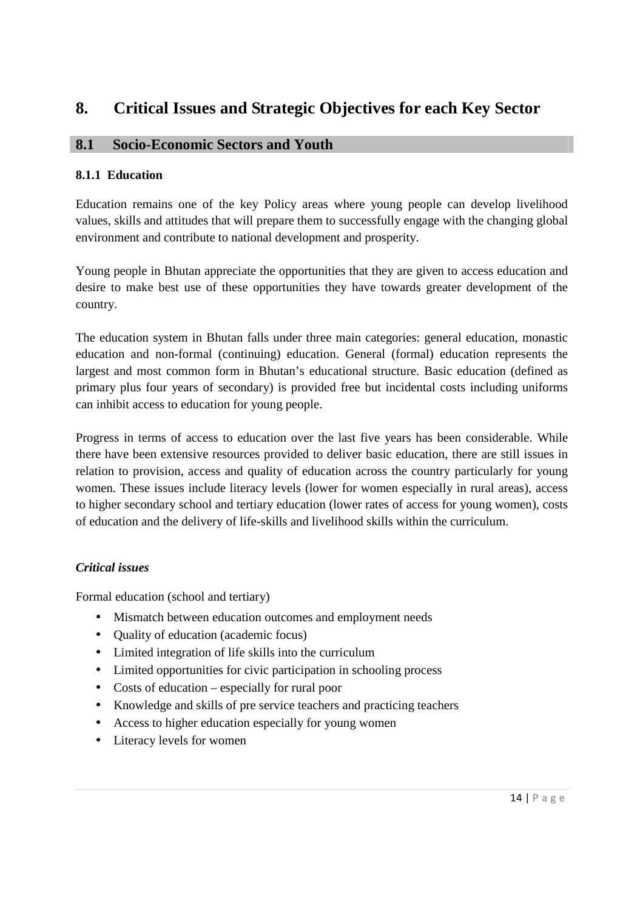# 8. Critical Issues and Strategic Objectives for each Key Sector

## 8.1 Socio-Economic Sectors and Youth

### 8.1.1 Education

Education remains one of the key Policy areas where young people can develop livelihood values, skills and attitudes that will prepare them to successfully engage with the changing global environment and contribute to national development and prosperity.

Young people in Bhutan appreciate the opportunities that they are given to access education and desire to make best use of these opportunities they have towards greater development of the country.

The education system in Bhutan falls under three main categories: general education, monastic education and non-formal (continuing) education. General (formal) education represents the largest and most common form in Bhutan's educational structure. Basic education (defined as primary plus four years of secondary) is provided free but incidental costs including uniforms can inhibit access to education for young people.

Progress in terms of access to education over the last five years has been considerable. While there have been extensive resources provided to deliver basic education, there are still issues in relation to provision, access and quality of education across the country particularly for young women. These issues include literacy levels (lower for women especially in rural areas), access to higher secondary school and tertiary education (lower rates of access for young women), costs of education and the delivery of life-skills and livelihood skills within the curriculum.

***Critical issues***

Formal education (school and tertiary)

- Mismatch between education outcomes and employment needs
- Quality of education (academic focus)
- Limited integration of life skills into the curriculum
- Limited opportunities for civic participation in schooling process
- Costs of education – especially for rural poor
- Knowledge and skills of pre service teachers and practicing teachers
- Access to higher education especially for young women
- Literacy levels for women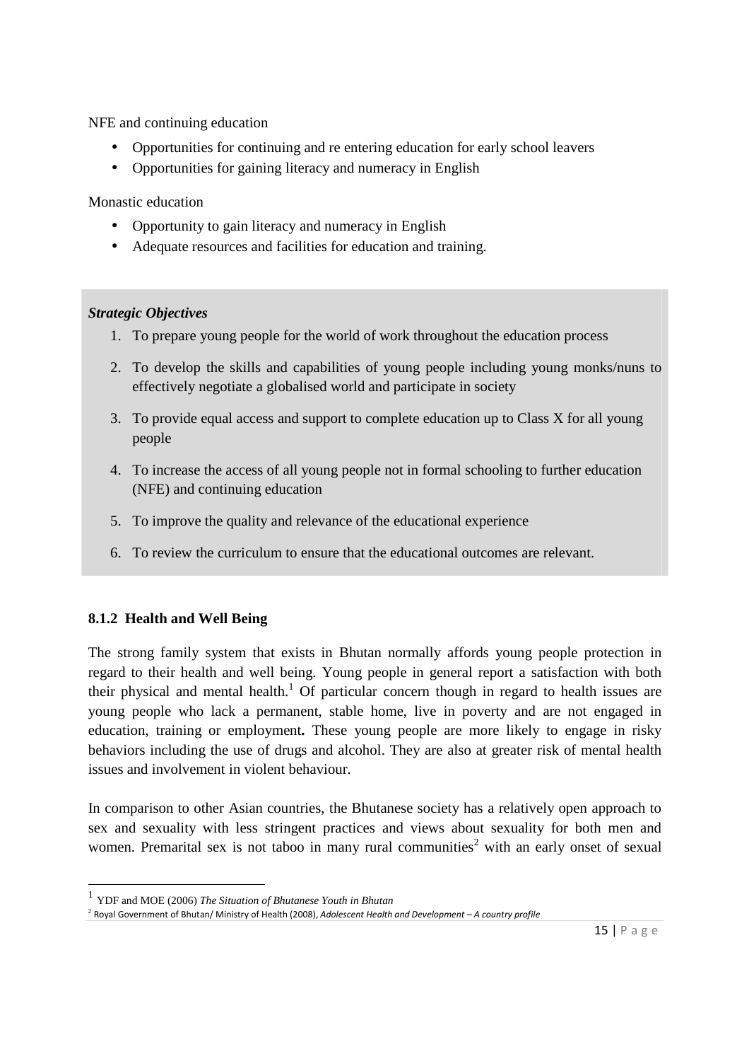NFE and continuing education

- Opportunities for continuing and re entering education for early school leavers
- Opportunities for gaining literacy and numeracy in English

Monastic education

- Opportunity to gain literacy and numeracy in English
- Adequate resources and facilities for education and training.

***Strategic Objectives***

1. To prepare young people for the world of work throughout the education process
2. To develop the skills and capabilities of young people including young monks/nuns to effectively negotiate a globalised world and participate in society
3. To provide equal access and support to complete education up to Class X for all young people
4. To increase the access of all young people not in formal schooling to further education (NFE) and continuing education
5. To improve the quality and relevance of the educational experience
6. To review the curriculum to ensure that the educational outcomes are relevant.

### 8.1.2 Health and Well Being

The strong family system that exists in Bhutan normally affords young people protection in regard to their health and well being. Young people in general report a satisfaction with both their physical and mental health.[1] Of particular concern though in regard to health issues are young people who lack a permanent, stable home, live in poverty and are not engaged in education, training or employment**.** These young people are more likely to engage in risky behaviors including the use of drugs and alcohol. They are also at greater risk of mental health issues and involvement in violent behaviour.

In comparison to other Asian countries, the Bhutanese society has a relatively open approach to sex and sexuality with less stringent practices and views about sexuality for both men and women. Premarital sex is not taboo in many rural communities[2] with an early onset of sexual

[1] YDF and MOE (2006) *The Situation of Bhutanese Youth in Bhutan*

[2] Royal Government of Bhutan/ Ministry of Health (2008), *Adolescent Health and Development – A country profile*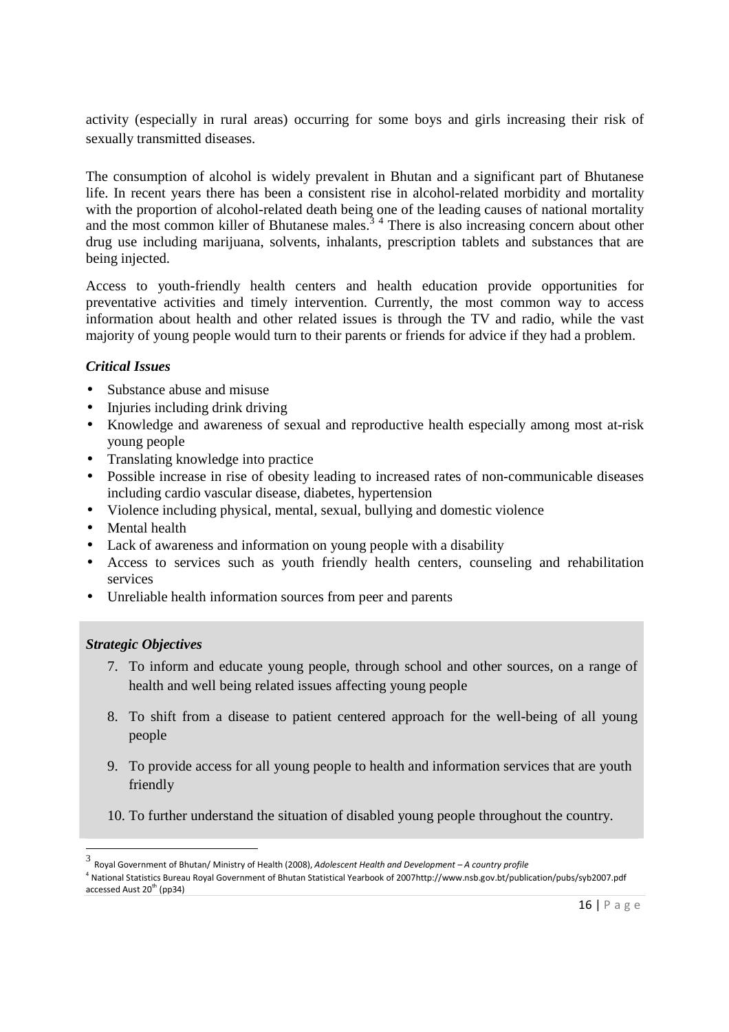activity (especially in rural areas) occurring for some boys and girls increasing their risk of sexually transmitted diseases.

The consumption of alcohol is widely prevalent in Bhutan and a significant part of Bhutanese life. In recent years there has been a consistent rise in alcohol-related morbidity and mortality with the proportion of alcohol-related death being one of the leading causes of national mortality and the most common killer of Bhutanese males.[3] [4] There is also increasing concern about other drug use including marijuana, solvents, inhalants, prescription tablets and substances that are being injected.

Access to youth-friendly health centers and health education provide opportunities for preventative activities and timely intervention. Currently, the most common way to access information about health and other related issues is through the TV and radio, while the vast majority of young people would turn to their parents or friends for advice if they had a problem.

***Critical Issues***

- Substance abuse and misuse
- Injuries including drink driving
- Knowledge and awareness of sexual and reproductive health especially among most at-risk young people
- Translating knowledge into practice
- Possible increase in rise of obesity leading to increased rates of non-communicable diseases including cardio vascular disease, diabetes, hypertension
- Violence including physical, mental, sexual, bullying and domestic violence
- Mental health
- Lack of awareness and information on young people with a disability
- Access to services such as youth friendly health centers, counseling and rehabilitation services
- Unreliable health information sources from peer and parents

***Strategic Objectives***

7. To inform and educate young people, through school and other sources, on a range of health and well being related issues affecting young people
8. To shift from a disease to patient centered approach for the well-being of all young people
9. To provide access for all young people to health and information services that are youth friendly
10. To further understand the situation of disabled young people throughout the country.

---

[3] Royal Government of Bhutan/ Ministry of Health (2008), *Adolescent Health and Development – A country profile*

[4] National Statistics Bureau Royal Government of Bhutan Statistical Yearbook of 2007http://www.nsb.gov.bt/publication/pubs/syb2007.pdf accessed Aust 20th (pp34)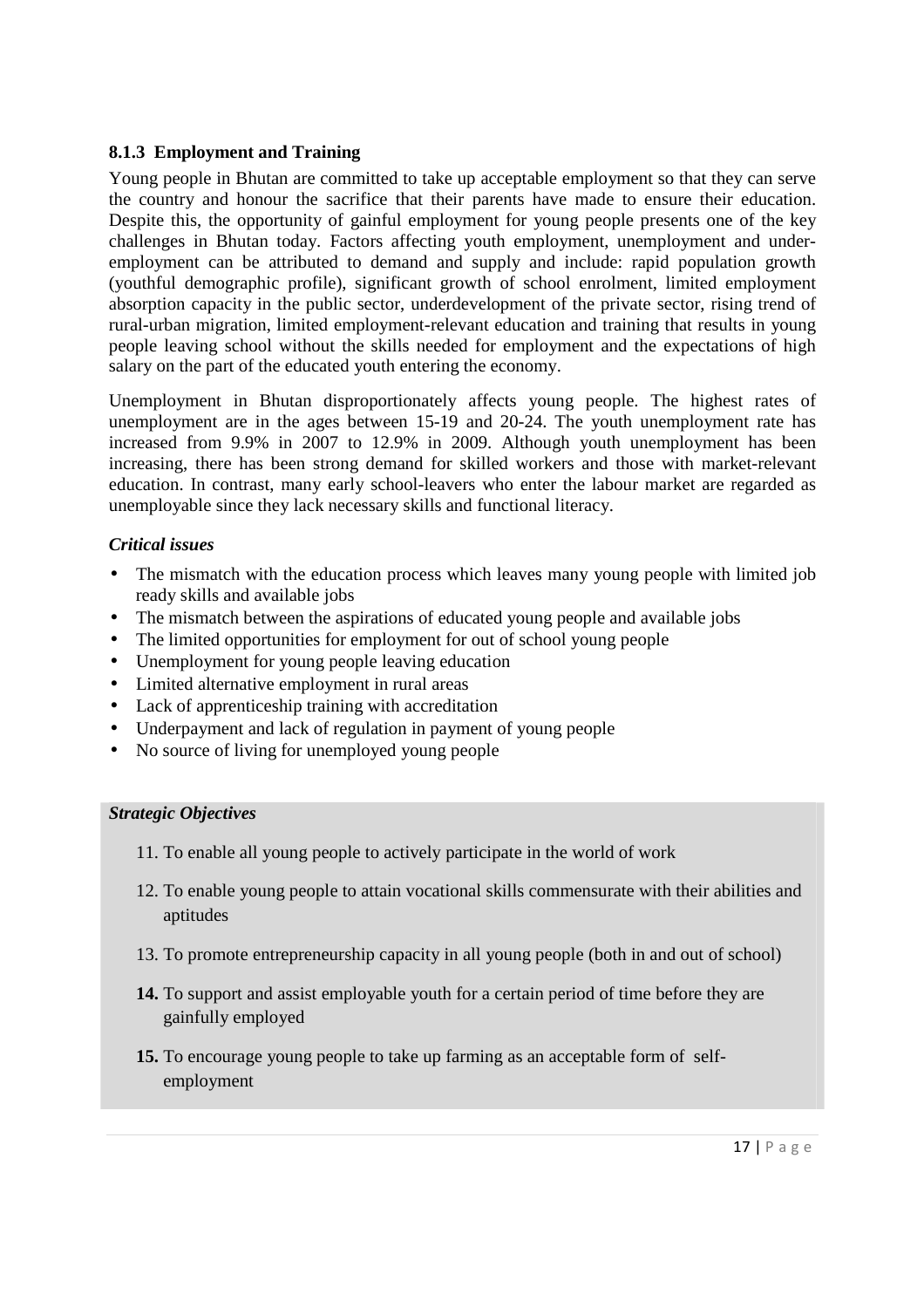### 8.1.3 Employment and Training

Young people in Bhutan are committed to take up acceptable employment so that they can serve the country and honour the sacrifice that their parents have made to ensure their education. Despite this, the opportunity of gainful employment for young people presents one of the key challenges in Bhutan today. Factors affecting youth employment, unemployment and under-employment can be attributed to demand and supply and include: rapid population growth (youthful demographic profile), significant growth of school enrolment, limited employment absorption capacity in the public sector, underdevelopment of the private sector, rising trend of rural-urban migration, limited employment-relevant education and training that results in young people leaving school without the skills needed for employment and the expectations of high salary on the part of the educated youth entering the economy.

Unemployment in Bhutan disproportionately affects young people. The highest rates of unemployment are in the ages between 15-19 and 20-24. The youth unemployment rate has increased from 9.9% in 2007 to 12.9% in 2009. Although youth unemployment has been increasing, there has been strong demand for skilled workers and those with market-relevant education. In contrast, many early school-leavers who enter the labour market are regarded as unemployable since they lack necessary skills and functional literacy.

***Critical issues***

- The mismatch with the education process which leaves many young people with limited job ready skills and available jobs
- The mismatch between the aspirations of educated young people and available jobs
- The limited opportunities for employment for out of school young people
- Unemployment for young people leaving education
- Limited alternative employment in rural areas
- Lack of apprenticeship training with accreditation
- Underpayment and lack of regulation in payment of young people
- No source of living for unemployed young people

***Strategic Objectives***

11. To enable all young people to actively participate in the world of work
12. To enable young people to attain vocational skills commensurate with their abilities and aptitudes
13. To promote entrepreneurship capacity in all young people (both in and out of school)
14. To support and assist employable youth for a certain period of time before they are gainfully employed
15. To encourage young people to take up farming as an acceptable form of self-employment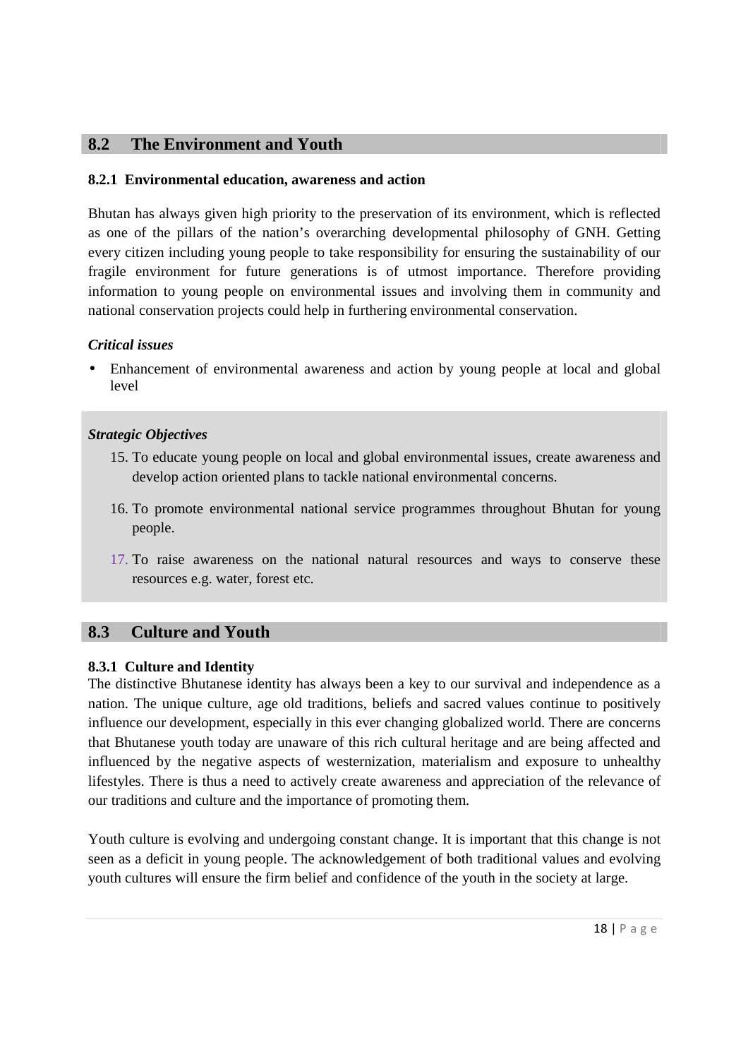## 8.2 The Environment and Youth

### 8.2.1 Environmental education, awareness and action

Bhutan has always given high priority to the preservation of its environment, which is reflected as one of the pillars of the nation's overarching developmental philosophy of GNH. Getting every citizen including young people to take responsibility for ensuring the sustainability of our fragile environment for future generations is of utmost importance. Therefore providing information to young people on environmental issues and involving them in community and national conservation projects could help in furthering environmental conservation.

***Critical issues***

- Enhancement of environmental awareness and action by young people at local and global level

***Strategic Objectives***

15. To educate young people on local and global environmental issues, create awareness and develop action oriented plans to tackle national environmental concerns.
16. To promote environmental national service programmes throughout Bhutan for young people.
17. To raise awareness on the national natural resources and ways to conserve these resources e.g. water, forest etc.

## 8.3 Culture and Youth

### 8.3.1 Culture and Identity

The distinctive Bhutanese identity has always been a key to our survival and independence as a nation. The unique culture, age old traditions, beliefs and sacred values continue to positively influence our development, especially in this ever changing globalized world. There are concerns that Bhutanese youth today are unaware of this rich cultural heritage and are being affected and influenced by the negative aspects of westernization, materialism and exposure to unhealthy lifestyles. There is thus a need to actively create awareness and appreciation of the relevance of our traditions and culture and the importance of promoting them.

Youth culture is evolving and undergoing constant change. It is important that this change is not seen as a deficit in young people. The acknowledgement of both traditional values and evolving youth cultures will ensure the firm belief and confidence of the youth in the society at large.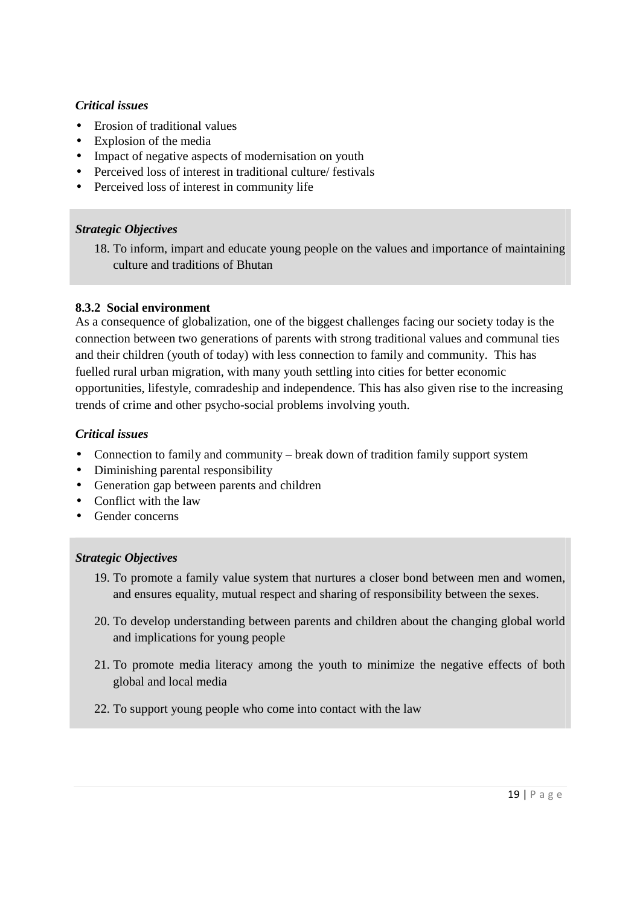***Critical issues***

- Erosion of traditional values
- Explosion of the media
- Impact of negative aspects of modernisation on youth
- Perceived loss of interest in traditional culture/ festivals
- Perceived loss of interest in community life

***Strategic Objectives***

18. To inform, impart and educate young people on the values and importance of maintaining culture and traditions of Bhutan

#### 8.3.2 Social environment

As a consequence of globalization, one of the biggest challenges facing our society today is the connection between two generations of parents with strong traditional values and communal ties and their children (youth of today) with less connection to family and community. This has fuelled rural urban migration, with many youth settling into cities for better economic opportunities, lifestyle, comradeship and independence. This has also given rise to the increasing trends of crime and other psycho-social problems involving youth.

***Critical issues***

- Connection to family and community – break down of tradition family support system
- Diminishing parental responsibility
- Generation gap between parents and children
- Conflict with the law
- Gender concerns

***Strategic Objectives***

19. To promote a family value system that nurtures a closer bond between men and women, and ensures equality, mutual respect and sharing of responsibility between the sexes.
20. To develop understanding between parents and children about the changing global world and implications for young people
21. To promote media literacy among the youth to minimize the negative effects of both global and local media
22. To support young people who come into contact with the law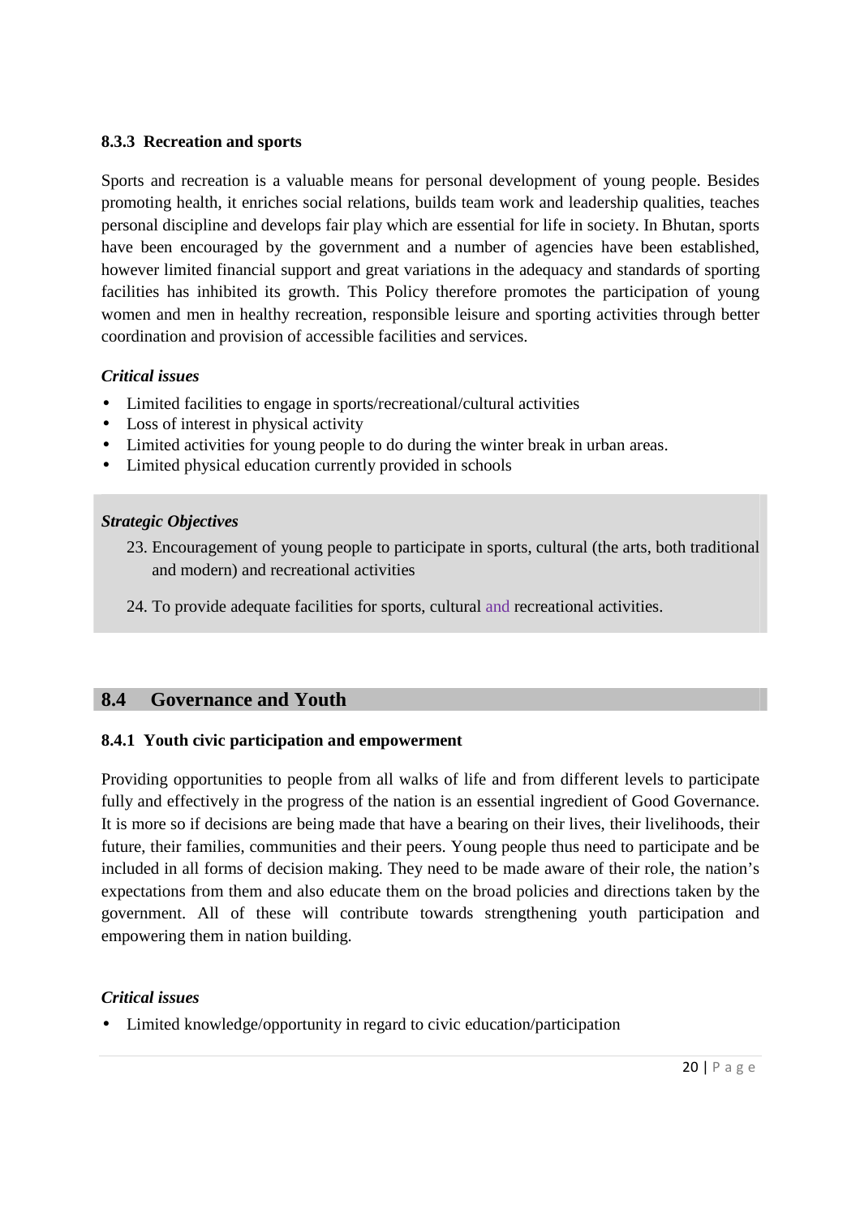#### 8.3.3 Recreation and sports

Sports and recreation is a valuable means for personal development of young people. Besides promoting health, it enriches social relations, builds team work and leadership qualities, teaches personal discipline and develops fair play which are essential for life in society. In Bhutan, sports have been encouraged by the government and a number of agencies have been established, however limited financial support and great variations in the adequacy and standards of sporting facilities has inhibited its growth. This Policy therefore promotes the participation of young women and men in healthy recreation, responsible leisure and sporting activities through better coordination and provision of accessible facilities and services.

***Critical issues***

- Limited facilities to engage in sports/recreational/cultural activities
- Loss of interest in physical activity
- Limited activities for young people to do during the winter break in urban areas.
- Limited physical education currently provided in schools

***Strategic Objectives***

23. Encouragement of young people to participate in sports, cultural (the arts, both traditional and modern) and recreational activities
24. To provide adequate facilities for sports, cultural and recreational activities.

## 8.4 Governance and Youth

#### 8.4.1 Youth civic participation and empowerment

Providing opportunities to people from all walks of life and from different levels to participate fully and effectively in the progress of the nation is an essential ingredient of Good Governance. It is more so if decisions are being made that have a bearing on their lives, their livelihoods, their future, their families, communities and their peers. Young people thus need to participate and be included in all forms of decision making. They need to be made aware of their role, the nation's expectations from them and also educate them on the broad policies and directions taken by the government. All of these will contribute towards strengthening youth participation and empowering them in nation building.

***Critical issues***

- Limited knowledge/opportunity in regard to civic education/participation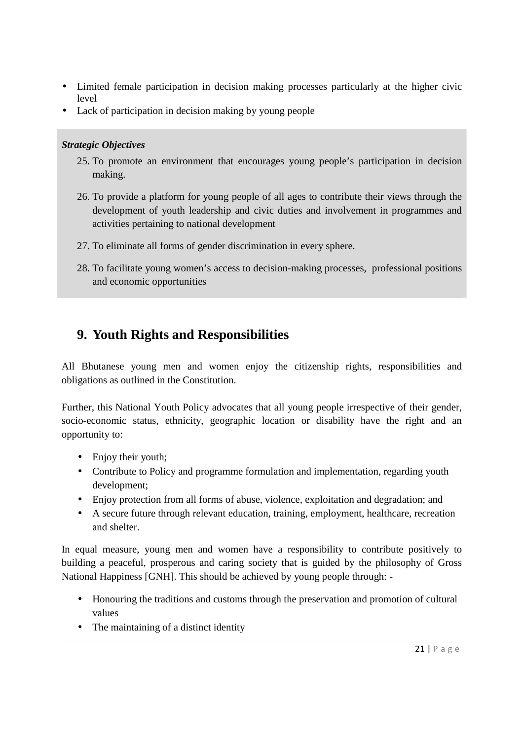- Limited female participation in decision making processes particularly at the higher civic level
- Lack of participation in decision making by young people

***Strategic Objectives***

25. To promote an environment that encourages young people's participation in decision making.

26. To provide a platform for young people of all ages to contribute their views through the development of youth leadership and civic duties and involvement in programmes and activities pertaining to national development

27. To eliminate all forms of gender discrimination in every sphere.

28. To facilitate young women's access to decision-making processes, professional positions and economic opportunities

## 9. Youth Rights and Responsibilities

All Bhutanese young men and women enjoy the citizenship rights, responsibilities and obligations as outlined in the Constitution.

Further, this National Youth Policy advocates that all young people irrespective of their gender, socio-economic status, ethnicity, geographic location or disability have the right and an opportunity to:

- Enjoy their youth;
- Contribute to Policy and programme formulation and implementation, regarding youth development;
- Enjoy protection from all forms of abuse, violence, exploitation and degradation; and
- A secure future through relevant education, training, employment, healthcare, recreation and shelter.

In equal measure, young men and women have a responsibility to contribute positively to building a peaceful, prosperous and caring society that is guided by the philosophy of Gross National Happiness [GNH]. This should be achieved by young people through: -

- Honouring the traditions and customs through the preservation and promotion of cultural values
- The maintaining of a distinct identity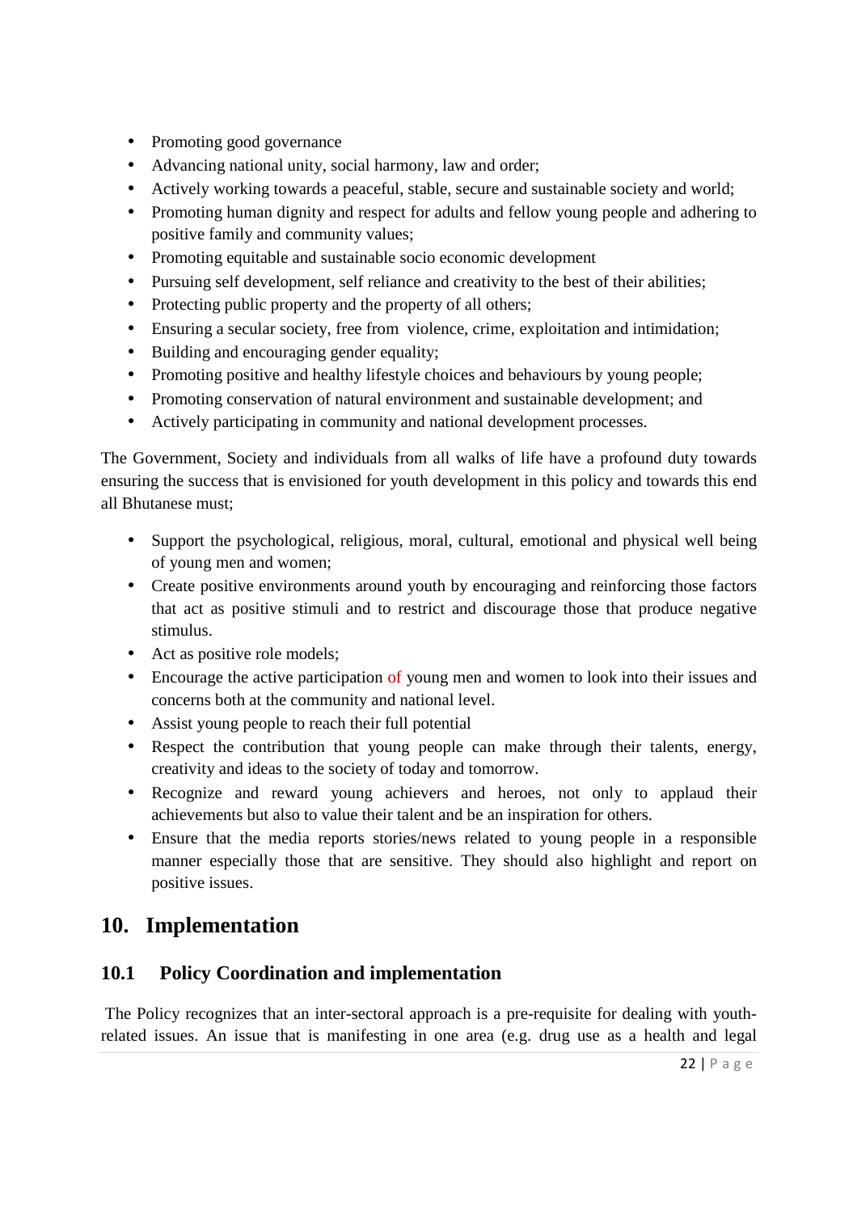- Promoting good governance
- Advancing national unity, social harmony, law and order;
- Actively working towards a peaceful, stable, secure and sustainable society and world;
- Promoting human dignity and respect for adults and fellow young people and adhering to positive family and community values;
- Promoting equitable and sustainable socio economic development
- Pursuing self development, self reliance and creativity to the best of their abilities;
- Protecting public property and the property of all others;
- Ensuring a secular society, free from violence, crime, exploitation and intimidation;
- Building and encouraging gender equality;
- Promoting positive and healthy lifestyle choices and behaviours by young people;
- Promoting conservation of natural environment and sustainable development; and
- Actively participating in community and national development processes.

The Government, Society and individuals from all walks of life have a profound duty towards ensuring the success that is envisioned for youth development in this policy and towards this end all Bhutanese must;

- Support the psychological, religious, moral, cultural, emotional and physical well being of young men and women;
- Create positive environments around youth by encouraging and reinforcing those factors that act as positive stimuli and to restrict and discourage those that produce negative stimulus.
- Act as positive role models;
- Encourage the active participation of young men and women to look into their issues and concerns both at the community and national level.
- Assist young people to reach their full potential
- Respect the contribution that young people can make through their talents, energy, creativity and ideas to the society of today and tomorrow.
- Recognize and reward young achievers and heroes, not only to applaud their achievements but also to value their talent and be an inspiration for others.
- Ensure that the media reports stories/news related to young people in a responsible manner especially those that are sensitive. They should also highlight and report on positive issues.

# 10. Implementation

## 10.1 Policy Coordination and implementation

The Policy recognizes that an inter-sectoral approach is a pre-requisite for dealing with youth-related issues. An issue that is manifesting in one area (e.g. drug use as a health and legal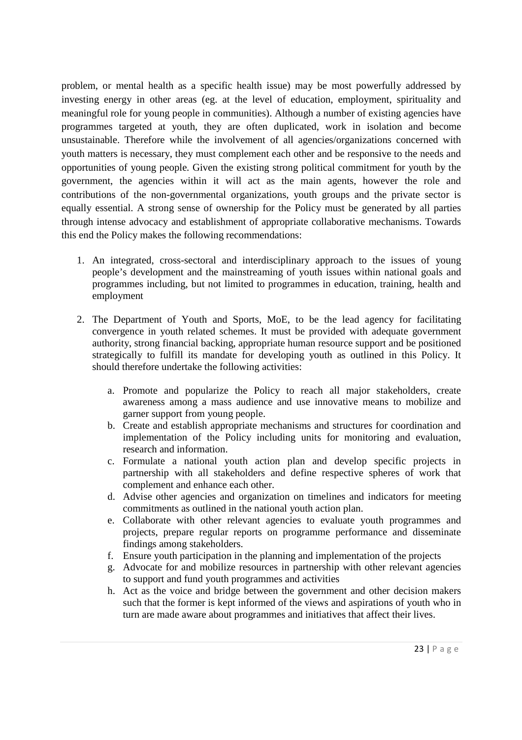problem, or mental health as a specific health issue) may be most powerfully addressed by investing energy in other areas (eg. at the level of education, employment, spirituality and meaningful role for young people in communities). Although a number of existing agencies have programmes targeted at youth, they are often duplicated, work in isolation and become unsustainable. Therefore while the involvement of all agencies/organizations concerned with youth matters is necessary, they must complement each other and be responsive to the needs and opportunities of young people. Given the existing strong political commitment for youth by the government, the agencies within it will act as the main agents, however the role and contributions of the non-governmental organizations, youth groups and the private sector is equally essential. A strong sense of ownership for the Policy must be generated by all parties through intense advocacy and establishment of appropriate collaborative mechanisms. Towards this end the Policy makes the following recommendations:

1. An integrated, cross-sectoral and interdisciplinary approach to the issues of young people's development and the mainstreaming of youth issues within national goals and programmes including, but not limited to programmes in education, training, health and employment

2. The Department of Youth and Sports, MoE, to be the lead agency for facilitating convergence in youth related schemes. It must be provided with adequate government authority, strong financial backing, appropriate human resource support and be positioned strategically to fulfill its mandate for developing youth as outlined in this Policy. It should therefore undertake the following activities:

    a. Promote and popularize the Policy to reach all major stakeholders, create awareness among a mass audience and use innovative means to mobilize and garner support from young people.
    b. Create and establish appropriate mechanisms and structures for coordination and implementation of the Policy including units for monitoring and evaluation, research and information.
    c. Formulate a national youth action plan and develop specific projects in partnership with all stakeholders and define respective spheres of work that complement and enhance each other.
    d. Advise other agencies and organization on timelines and indicators for meeting commitments as outlined in the national youth action plan.
    e. Collaborate with other relevant agencies to evaluate youth programmes and projects, prepare regular reports on programme performance and disseminate findings among stakeholders.
    f. Ensure youth participation in the planning and implementation of the projects
    g. Advocate for and mobilize resources in partnership with other relevant agencies to support and fund youth programmes and activities
    h. Act as the voice and bridge between the government and other decision makers such that the former is kept informed of the views and aspirations of youth who in turn are made aware about programmes and initiatives that affect their lives.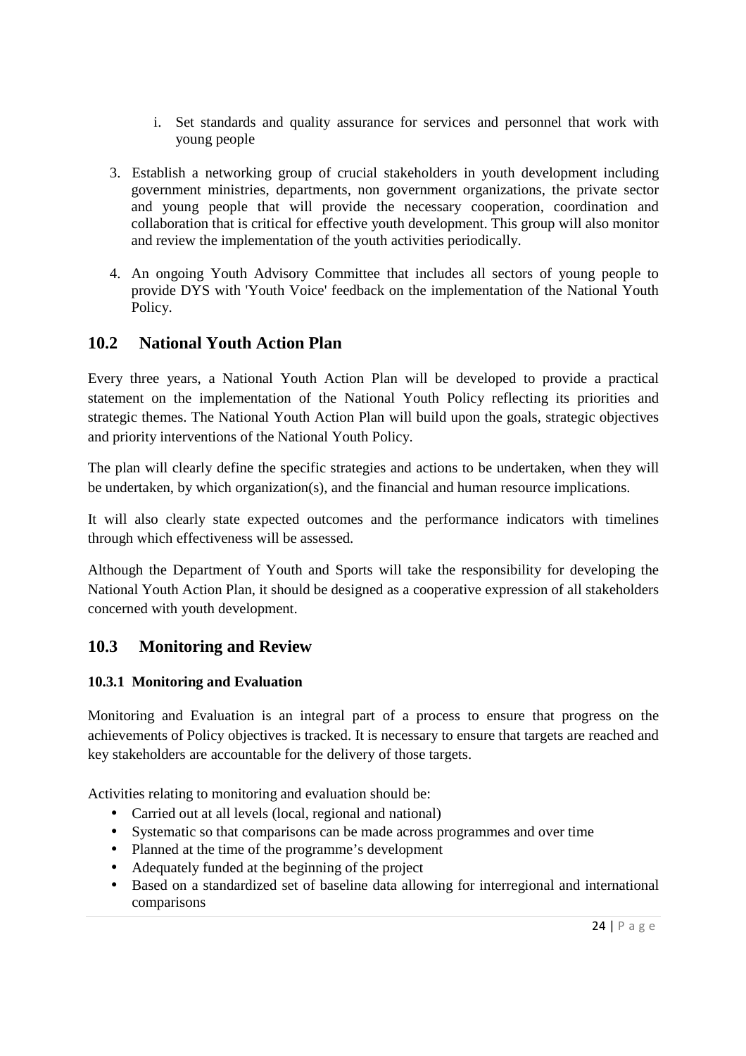i. Set standards and quality assurance for services and personnel that work with young people

3. Establish a networking group of crucial stakeholders in youth development including government ministries, departments, non government organizations, the private sector and young people that will provide the necessary cooperation, coordination and collaboration that is critical for effective youth development. This group will also monitor and review the implementation of the youth activities periodically.

4. An ongoing Youth Advisory Committee that includes all sectors of young people to provide DYS with 'Youth Voice' feedback on the implementation of the National Youth Policy.

## 10.2 National Youth Action Plan

Every three years, a National Youth Action Plan will be developed to provide a practical statement on the implementation of the National Youth Policy reflecting its priorities and strategic themes. The National Youth Action Plan will build upon the goals, strategic objectives and priority interventions of the National Youth Policy.

The plan will clearly define the specific strategies and actions to be undertaken, when they will be undertaken, by which organization(s), and the financial and human resource implications.

It will also clearly state expected outcomes and the performance indicators with timelines through which effectiveness will be assessed.

Although the Department of Youth and Sports will take the responsibility for developing the National Youth Action Plan, it should be designed as a cooperative expression of all stakeholders concerned with youth development.

## 10.3 Monitoring and Review

### 10.3.1 Monitoring and Evaluation

Monitoring and Evaluation is an integral part of a process to ensure that progress on the achievements of Policy objectives is tracked. It is necessary to ensure that targets are reached and key stakeholders are accountable for the delivery of those targets.

Activities relating to monitoring and evaluation should be:

- Carried out at all levels (local, regional and national)
- Systematic so that comparisons can be made across programmes and over time
- Planned at the time of the programme's development
- Adequately funded at the beginning of the project
- Based on a standardized set of baseline data allowing for interregional and international comparisons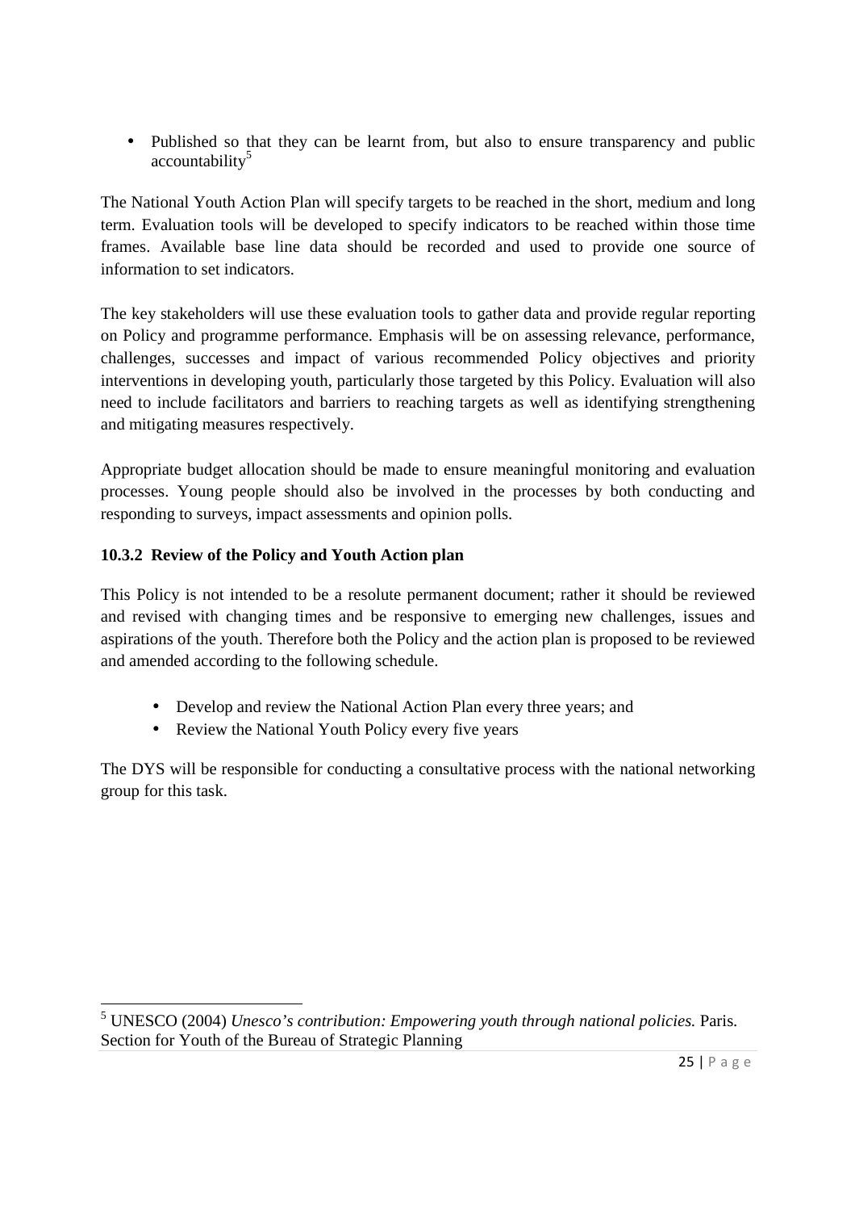- Published so that they can be learnt from, but also to ensure transparency and public accountability[5]

The National Youth Action Plan will specify targets to be reached in the short, medium and long term. Evaluation tools will be developed to specify indicators to be reached within those time frames. Available base line data should be recorded and used to provide one source of information to set indicators.

The key stakeholders will use these evaluation tools to gather data and provide regular reporting on Policy and programme performance. Emphasis will be on assessing relevance, performance, challenges, successes and impact of various recommended Policy objectives and priority interventions in developing youth, particularly those targeted by this Policy. Evaluation will also need to include facilitators and barriers to reaching targets as well as identifying strengthening and mitigating measures respectively.

Appropriate budget allocation should be made to ensure meaningful monitoring and evaluation processes. Young people should also be involved in the processes by both conducting and responding to surveys, impact assessments and opinion polls.

### 10.3.2 Review of the Policy and Youth Action plan

This Policy is not intended to be a resolute permanent document; rather it should be reviewed and revised with changing times and be responsive to emerging new challenges, issues and aspirations of the youth. Therefore both the Policy and the action plan is proposed to be reviewed and amended according to the following schedule.

- Develop and review the National Action Plan every three years; and
- Review the National Youth Policy every five years

The DYS will be responsible for conducting a consultative process with the national networking group for this task.

[5] UNESCO (2004) *Unesco's contribution: Empowering youth through national policies.* Paris. Section for Youth of the Bureau of Strategic Planning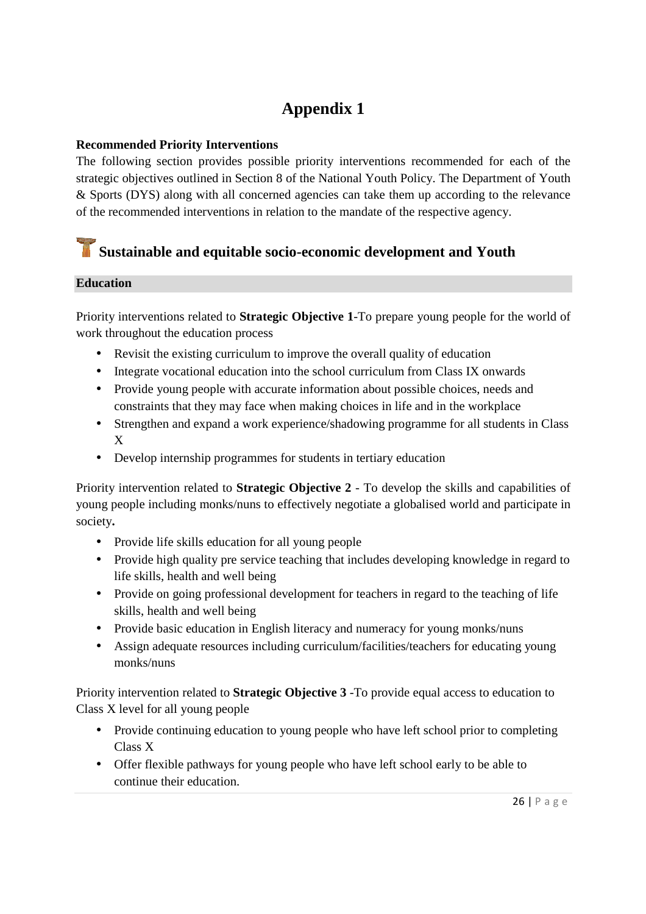# Appendix 1

**Recommended Priority Interventions**

The following section provides possible priority interventions recommended for each of the strategic objectives outlined in Section 8 of the National Youth Policy. The Department of Youth & Sports (DYS) along with all concerned agencies can take them up according to the relevance of the recommended interventions in relation to the mandate of the respective agency.

## Sustainable and equitable socio-economic development and Youth

### Education

Priority interventions related to **Strategic Objective 1**-To prepare young people for the world of work throughout the education process

- Revisit the existing curriculum to improve the overall quality of education
- Integrate vocational education into the school curriculum from Class IX onwards
- Provide young people with accurate information about possible choices, needs and constraints that they may face when making choices in life and in the workplace
- Strengthen and expand a work experience/shadowing programme for all students in Class X
- Develop internship programmes for students in tertiary education

Priority intervention related to **Strategic Objective 2** - To develop the skills and capabilities of young people including monks/nuns to effectively negotiate a globalised world and participate in society**.**

- Provide life skills education for all young people
- Provide high quality pre service teaching that includes developing knowledge in regard to life skills, health and well being
- Provide on going professional development for teachers in regard to the teaching of life skills, health and well being
- Provide basic education in English literacy and numeracy for young monks/nuns
- Assign adequate resources including curriculum/facilities/teachers for educating young monks/nuns

Priority intervention related to **Strategic Objective 3** -To provide equal access to education to Class X level for all young people

- Provide continuing education to young people who have left school prior to completing Class X
- Offer flexible pathways for young people who have left school early to be able to continue their education.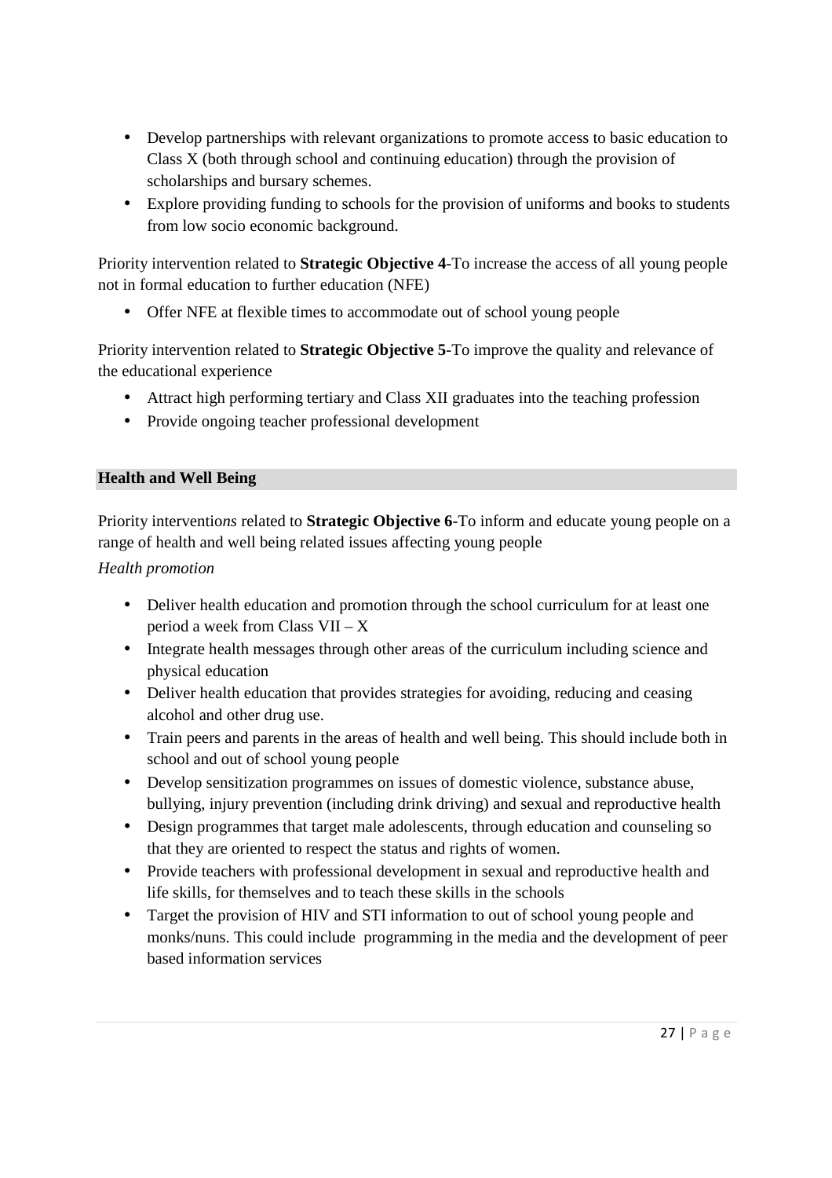- Develop partnerships with relevant organizations to promote access to basic education to Class X (both through school and continuing education) through the provision of scholarships and bursary schemes.
- Explore providing funding to schools for the provision of uniforms and books to students from low socio economic background.

Priority intervention related to **Strategic Objective 4**-To increase the access of all young people not in formal education to further education (NFE)

- Offer NFE at flexible times to accommodate out of school young people

Priority intervention related to **Strategic Objective 5**-To improve the quality and relevance of the educational experience

- Attract high performing tertiary and Class XII graduates into the teaching profession
- Provide ongoing teacher professional development

## Health and Well Being

Priority interventio*ns* related to **Strategic Objective 6**-To inform and educate young people on a range of health and well being related issues affecting young people

*Health promotion*

- Deliver health education and promotion through the school curriculum for at least one period a week from Class VII – X
- Integrate health messages through other areas of the curriculum including science and physical education
- Deliver health education that provides strategies for avoiding, reducing and ceasing alcohol and other drug use.
- Train peers and parents in the areas of health and well being. This should include both in school and out of school young people
- Develop sensitization programmes on issues of domestic violence, substance abuse, bullying, injury prevention (including drink driving) and sexual and reproductive health
- Design programmes that target male adolescents, through education and counseling so that they are oriented to respect the status and rights of women.
- Provide teachers with professional development in sexual and reproductive health and life skills, for themselves and to teach these skills in the schools
- Target the provision of HIV and STI information to out of school young people and monks/nuns. This could include programming in the media and the development of peer based information services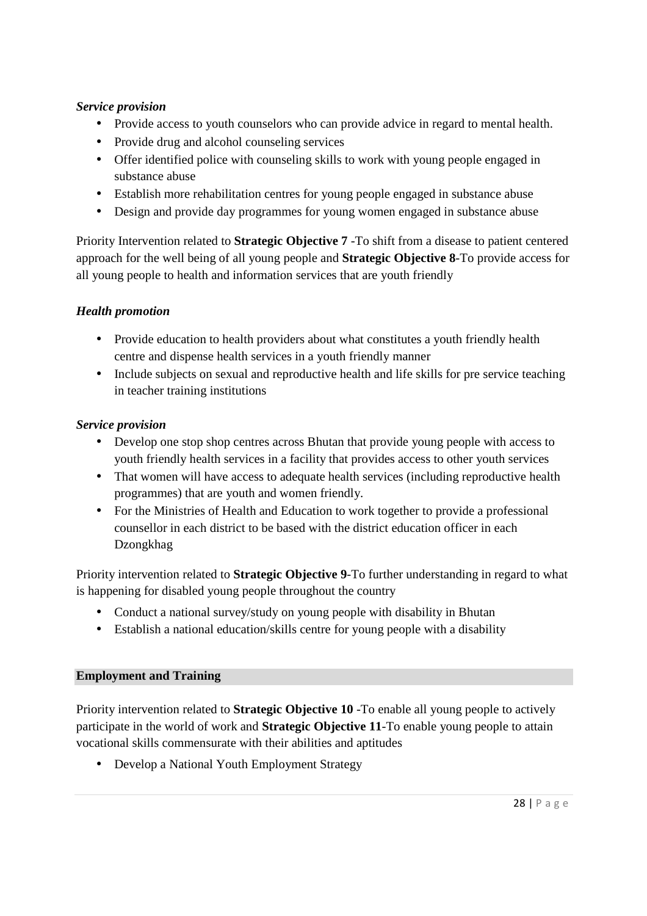***Service provision***

- Provide access to youth counselors who can provide advice in regard to mental health.
- Provide drug and alcohol counseling services
- Offer identified police with counseling skills to work with young people engaged in substance abuse
- Establish more rehabilitation centres for young people engaged in substance abuse
- Design and provide day programmes for young women engaged in substance abuse

Priority Intervention related to **Strategic Objective 7** -To shift from a disease to patient centered approach for the well being of all young people and **Strategic Objective 8**-To provide access for all young people to health and information services that are youth friendly

***Health promotion***

- Provide education to health providers about what constitutes a youth friendly health centre and dispense health services in a youth friendly manner
- Include subjects on sexual and reproductive health and life skills for pre service teaching in teacher training institutions

***Service provision***

- Develop one stop shop centres across Bhutan that provide young people with access to youth friendly health services in a facility that provides access to other youth services
- That women will have access to adequate health services (including reproductive health programmes) that are youth and women friendly.
- For the Ministries of Health and Education to work together to provide a professional counsellor in each district to be based with the district education officer in each Dzongkhag

Priority intervention related to **Strategic Objective 9**-To further understanding in regard to what is happening for disabled young people throughout the country

- Conduct a national survey/study on young people with disability in Bhutan
- Establish a national education/skills centre for young people with a disability

## Employment and Training

Priority intervention related to **Strategic Objective 10** -To enable all young people to actively participate in the world of work and **Strategic Objective 11**-To enable young people to attain vocational skills commensurate with their abilities and aptitudes

- Develop a National Youth Employment Strategy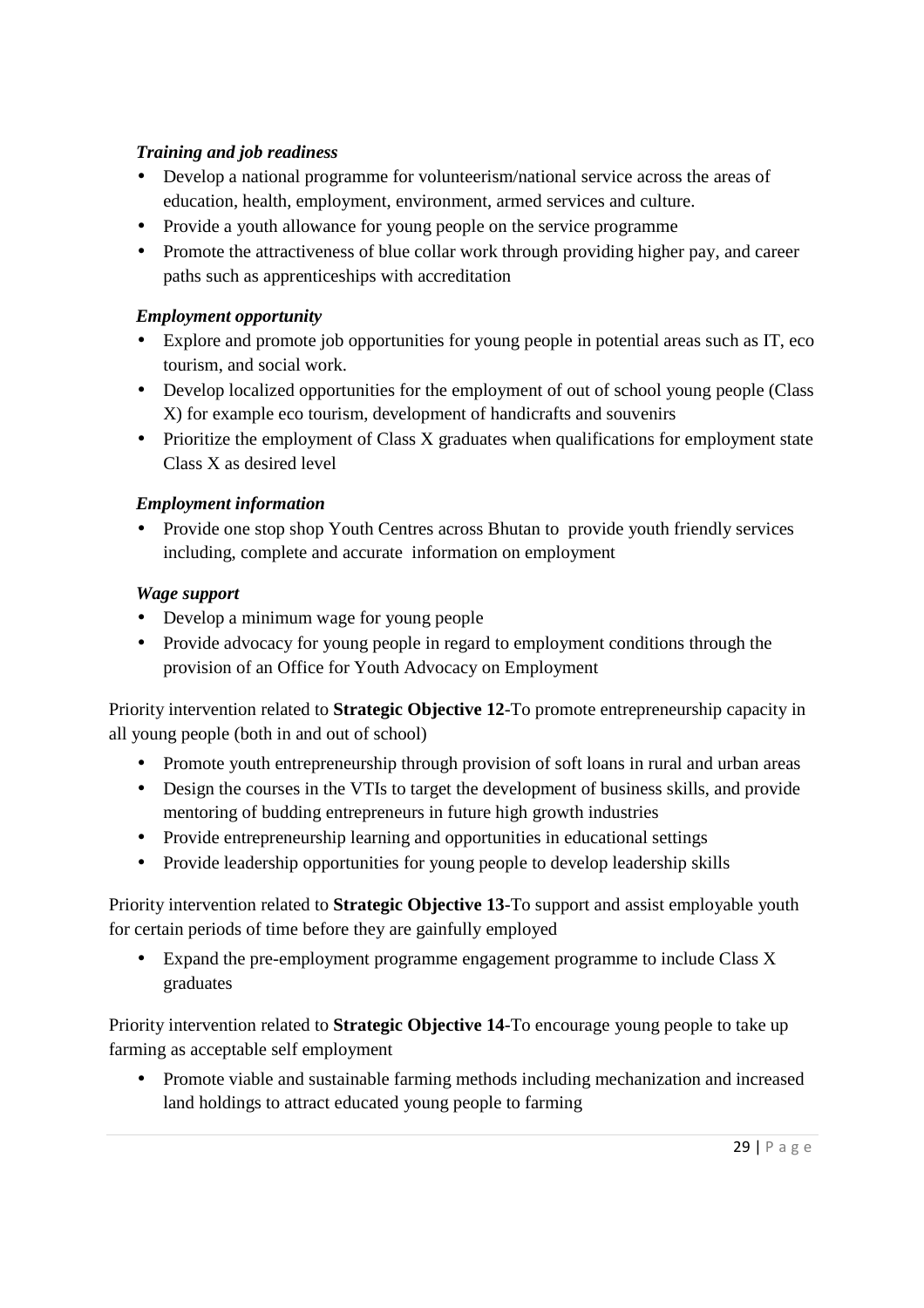***Training and job readiness***

- Develop a national programme for volunteerism/national service across the areas of education, health, employment, environment, armed services and culture.
- Provide a youth allowance for young people on the service programme
- Promote the attractiveness of blue collar work through providing higher pay, and career paths such as apprenticeships with accreditation

***Employment opportunity***

- Explore and promote job opportunities for young people in potential areas such as IT, eco tourism, and social work.
- Develop localized opportunities for the employment of out of school young people (Class X) for example eco tourism, development of handicrafts and souvenirs
- Prioritize the employment of Class X graduates when qualifications for employment state Class X as desired level

***Employment information***

- Provide one stop shop Youth Centres across Bhutan to provide youth friendly services including, complete and accurate information on employment

***Wage support***

- Develop a minimum wage for young people
- Provide advocacy for young people in regard to employment conditions through the provision of an Office for Youth Advocacy on Employment

Priority intervention related to **Strategic Objective 12**-To promote entrepreneurship capacity in all young people (both in and out of school)

- Promote youth entrepreneurship through provision of soft loans in rural and urban areas
- Design the courses in the VTIs to target the development of business skills, and provide mentoring of budding entrepreneurs in future high growth industries
- Provide entrepreneurship learning and opportunities in educational settings
- Provide leadership opportunities for young people to develop leadership skills

Priority intervention related to **Strategic Objective 13**-To support and assist employable youth for certain periods of time before they are gainfully employed

- Expand the pre-employment programme engagement programme to include Class X graduates

Priority intervention related to **Strategic Objective 14**-To encourage young people to take up farming as acceptable self employment

- Promote viable and sustainable farming methods including mechanization and increased land holdings to attract educated young people to farming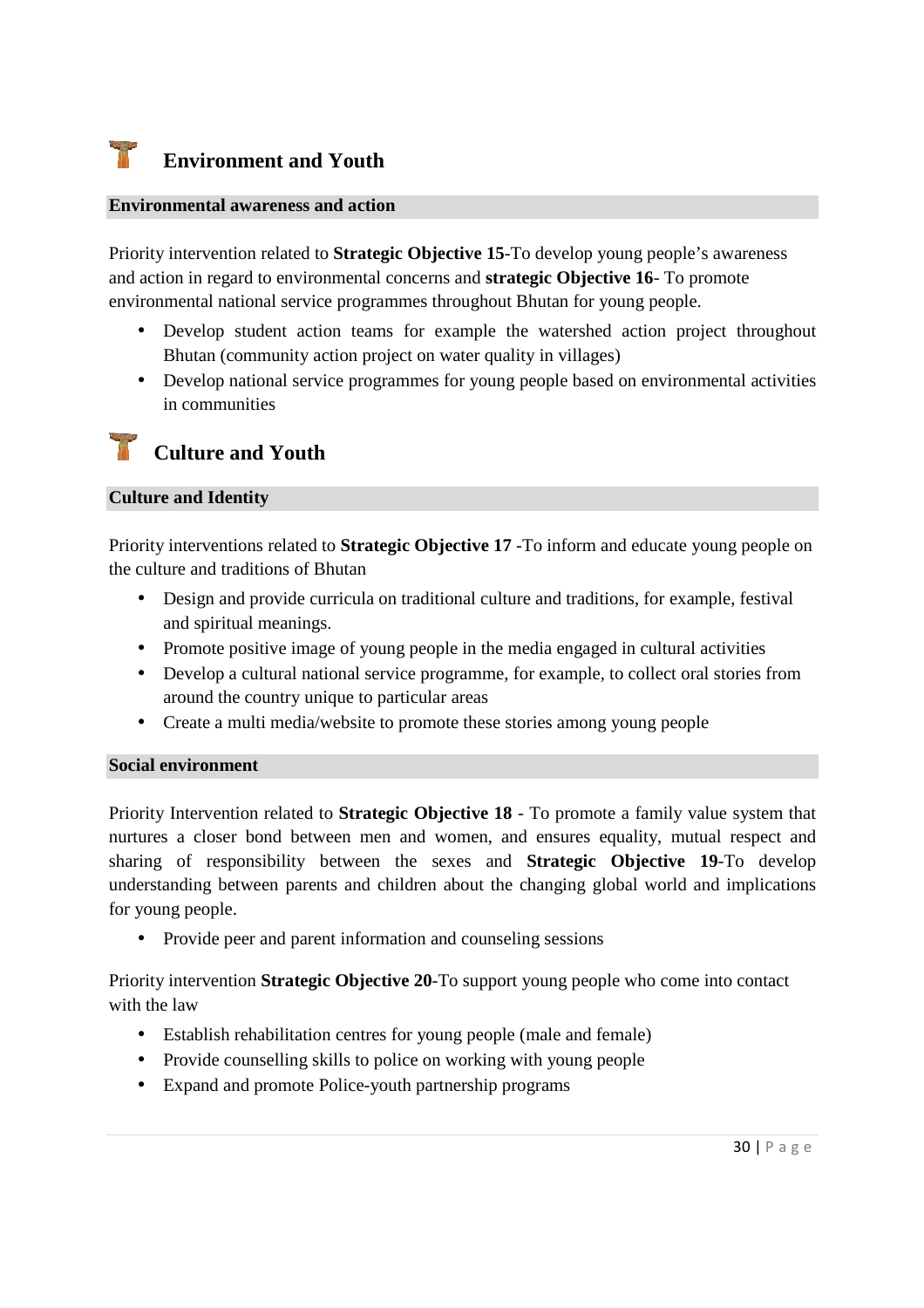## Environment and Youth

### Environmental awareness and action

Priority intervention related to **Strategic Objective 15**-To develop young people's awareness and action in regard to environmental concerns and **strategic Objective 16**- To promote environmental national service programmes throughout Bhutan for young people.

- Develop student action teams for example the watershed action project throughout Bhutan (community action project on water quality in villages)
- Develop national service programmes for young people based on environmental activities in communities

## Culture and Youth

### Culture and Identity

Priority interventions related to **Strategic Objective 17** -To inform and educate young people on the culture and traditions of Bhutan

- Design and provide curricula on traditional culture and traditions, for example, festival and spiritual meanings.
- Promote positive image of young people in the media engaged in cultural activities
- Develop a cultural national service programme, for example, to collect oral stories from around the country unique to particular areas
- Create a multi media/website to promote these stories among young people

### Social environment

Priority Intervention related to **Strategic Objective 18** - To promote a family value system that nurtures a closer bond between men and women, and ensures equality, mutual respect and sharing of responsibility between the sexes and **Strategic Objective 19**-To develop understanding between parents and children about the changing global world and implications for young people.

- Provide peer and parent information and counseling sessions

Priority intervention **Strategic Objective 20**-To support young people who come into contact with the law

- Establish rehabilitation centres for young people (male and female)
- Provide counselling skills to police on working with young people
- Expand and promote Police-youth partnership programs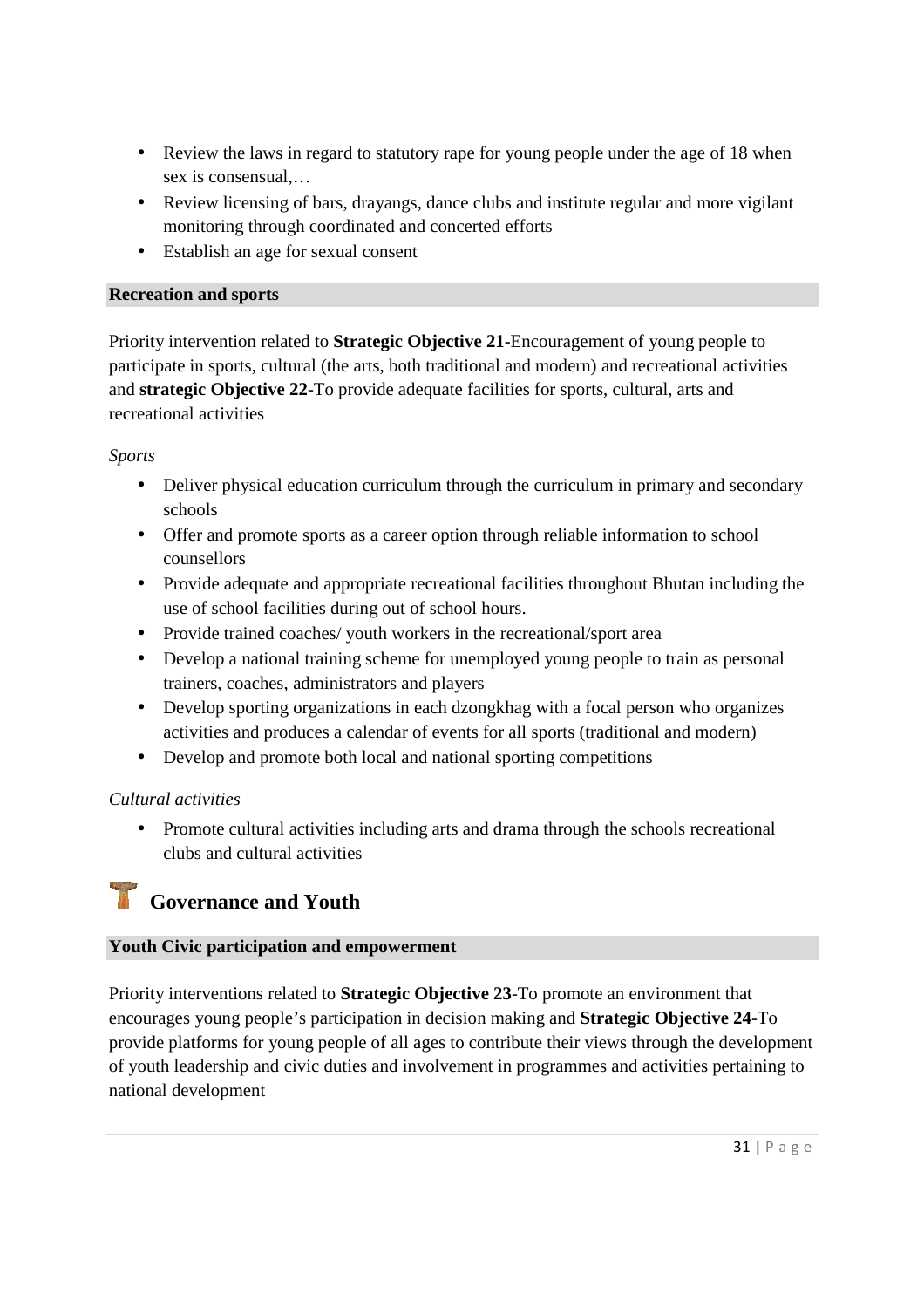- Review the laws in regard to statutory rape for young people under the age of 18 when sex is consensual,…
- Review licensing of bars, drayangs, dance clubs and institute regular and more vigilant monitoring through coordinated and concerted efforts
- Establish an age for sexual consent

### Recreation and sports

Priority intervention related to **Strategic Objective 21**-Encouragement of young people to participate in sports, cultural (the arts, both traditional and modern) and recreational activities and **strategic Objective 22**-To provide adequate facilities for sports, cultural, arts and recreational activities

*Sports*

- Deliver physical education curriculum through the curriculum in primary and secondary schools
- Offer and promote sports as a career option through reliable information to school counsellors
- Provide adequate and appropriate recreational facilities throughout Bhutan including the use of school facilities during out of school hours.
- Provide trained coaches/ youth workers in the recreational/sport area
- Develop a national training scheme for unemployed young people to train as personal trainers, coaches, administrators and players
- Develop sporting organizations in each dzongkhag with a focal person who organizes activities and produces a calendar of events for all sports (traditional and modern)
- Develop and promote both local and national sporting competitions

*Cultural activities*

- Promote cultural activities including arts and drama through the schools recreational clubs and cultural activities

## Governance and Youth

### Youth Civic participation and empowerment

Priority interventions related to **Strategic Objective 23**-To promote an environment that encourages young people's participation in decision making and **Strategic Objective 24**-To provide platforms for young people of all ages to contribute their views through the development of youth leadership and civic duties and involvement in programmes and activities pertaining to national development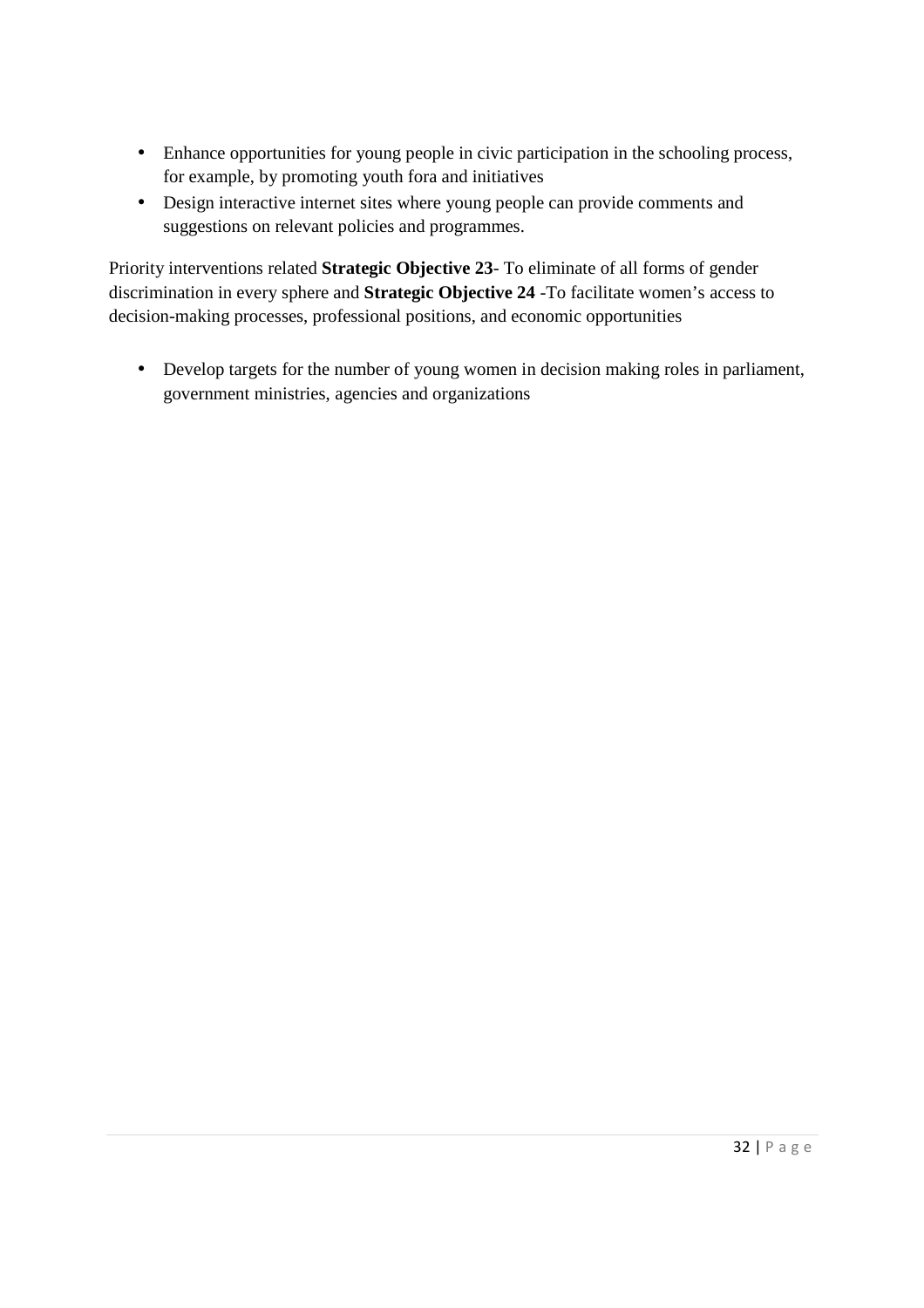- Enhance opportunities for young people in civic participation in the schooling process, for example, by promoting youth fora and initiatives
- Design interactive internet sites where young people can provide comments and suggestions on relevant policies and programmes.

Priority interventions related **Strategic Objective 23**- To eliminate of all forms of gender discrimination in every sphere and **Strategic Objective 24** -To facilitate women's access to decision-making processes, professional positions, and economic opportunities

- Develop targets for the number of young women in decision making roles in parliament, government ministries, agencies and organizations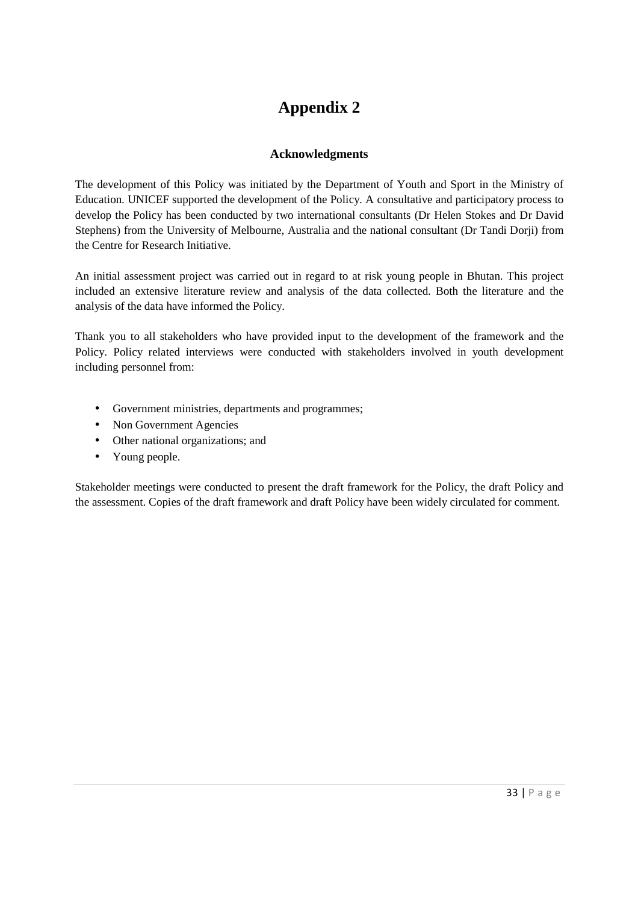# Appendix 2

### Acknowledgments

The development of this Policy was initiated by the Department of Youth and Sport in the Ministry of Education. UNICEF supported the development of the Policy. A consultative and participatory process to develop the Policy has been conducted by two international consultants (Dr Helen Stokes and Dr David Stephens) from the University of Melbourne, Australia and the national consultant (Dr Tandi Dorji) from the Centre for Research Initiative.

An initial assessment project was carried out in regard to at risk young people in Bhutan. This project included an extensive literature review and analysis of the data collected. Both the literature and the analysis of the data have informed the Policy.

Thank you to all stakeholders who have provided input to the development of the framework and the Policy. Policy related interviews were conducted with stakeholders involved in youth development including personnel from:

- Government ministries, departments and programmes;
- Non Government Agencies
- Other national organizations; and
- Young people.

Stakeholder meetings were conducted to present the draft framework for the Policy, the draft Policy and the assessment. Copies of the draft framework and draft Policy have been widely circulated for comment.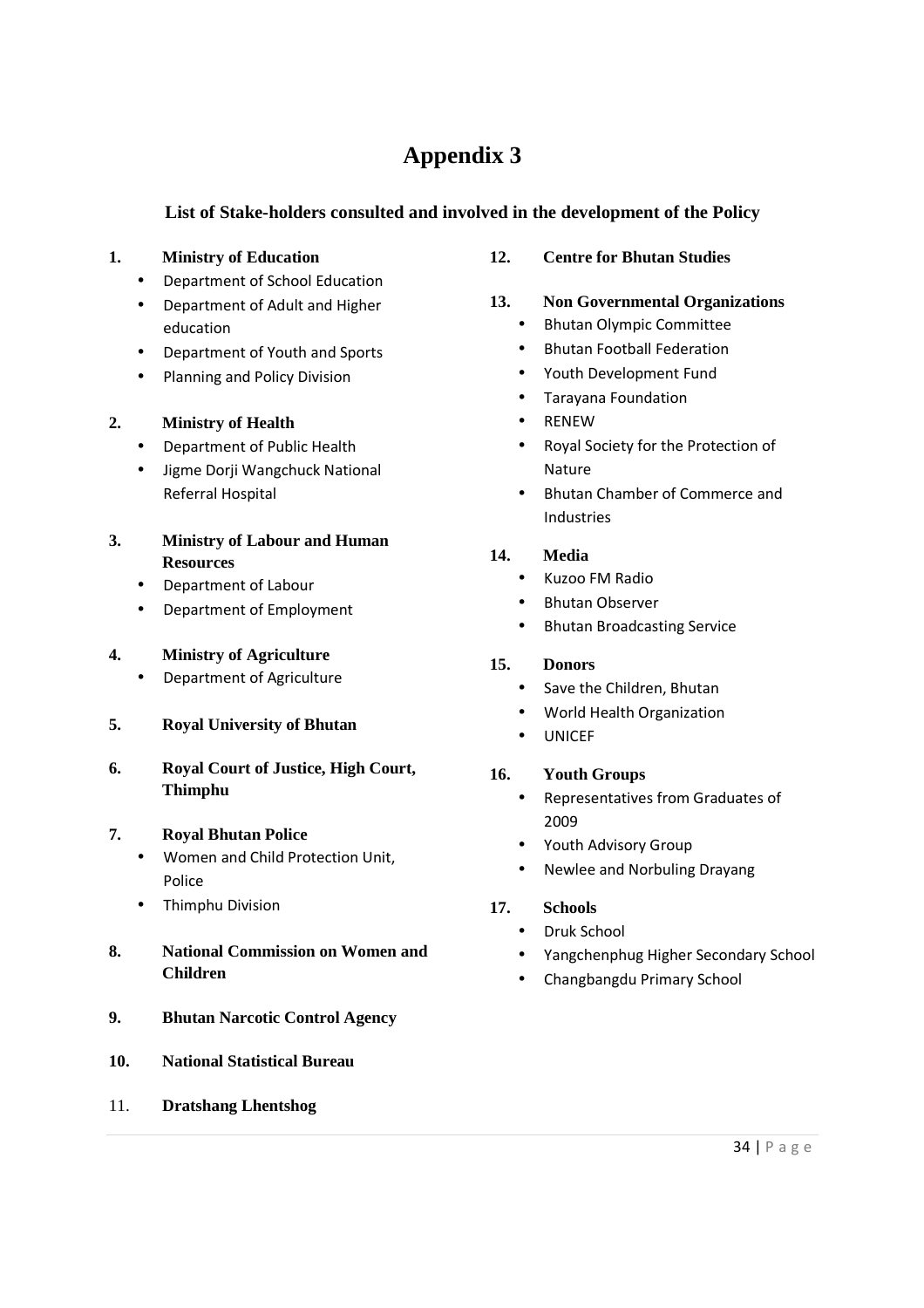# Appendix 3

## List of Stake-holders consulted and involved in the development of the Policy

1. **Ministry of Education**
   - Department of School Education
   - Department of Adult and Higher education
   - Department of Youth and Sports
   - Planning and Policy Division

2. **Ministry of Health**
   - Department of Public Health
   - Jigme Dorji Wangchuck National Referral Hospital

3. **Ministry of Labour and Human Resources**
   - Department of Labour
   - Department of Employment

4. **Ministry of Agriculture**
   - Department of Agriculture

5. **Royal University of Bhutan**

6. **Royal Court of Justice, High Court, Thimphu**

7. **Royal Bhutan Police**
   - Women and Child Protection Unit, Police
   - Thimphu Division

8. **National Commission on Women and Children**

9. **Bhutan Narcotic Control Agency**

10. **National Statistical Bureau**

11. **Dratshang Lhentshog**

12. **Centre for Bhutan Studies**

13. **Non Governmental Organizations**
    - Bhutan Olympic Committee
    - Bhutan Football Federation
    - Youth Development Fund
    - Tarayana Foundation
    - RENEW
    - Royal Society for the Protection of Nature
    - Bhutan Chamber of Commerce and Industries

14. **Media**
    - Kuzoo FM Radio
    - Bhutan Observer
    - Bhutan Broadcasting Service

15. **Donors**
    - Save the Children, Bhutan
    - World Health Organization
    - UNICEF

16. **Youth Groups**
    - Representatives from Graduates of 2009
    - Youth Advisory Group
    - Newlee and Norbuling Drayang

17. **Schools**
    - Druk School
    - Yangchenphug Higher Secondary School
    - Changbangdu Primary School